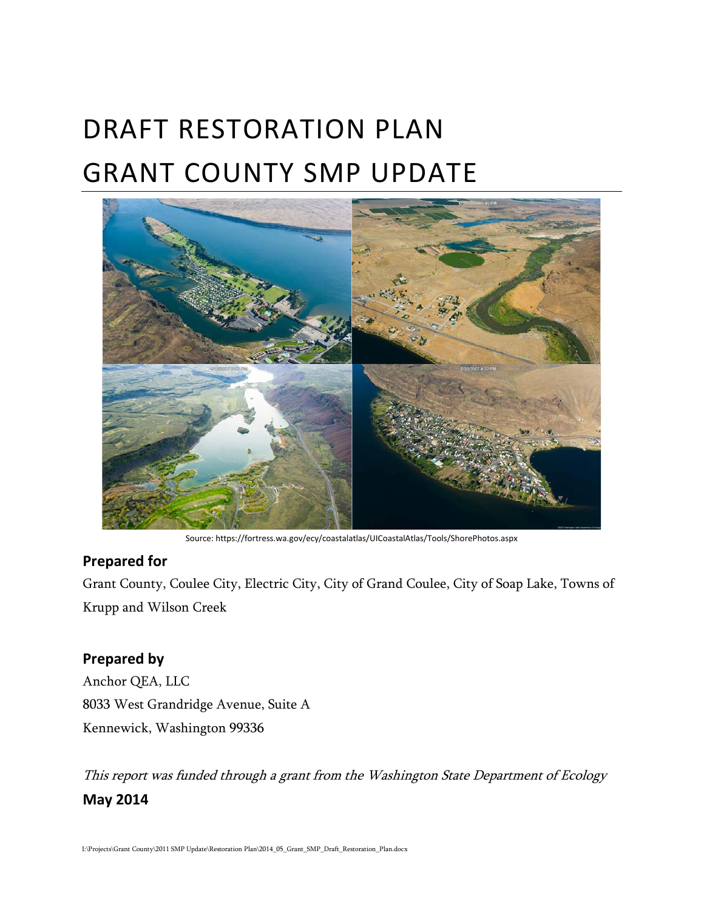# DRAFT RESTORATION PLAN
# GRANT COUNTY SMP UPDATE

Source: https://fortress.wa.gov/ecy/coastalatlas/UICoastalAtlas/Tools/ShorePhotos.aspx

## Prepared for

Grant County, Coulee City, Electric City, City of Grand Coulee, City of Soap Lake, Towns of Krupp and Wilson Creek

## Prepared by

Anchor QEA, LLC
8033 West Grandridge Avenue, Suite A
Kennewick, Washington 99336

*This report was funded through a grant from the Washington State Department of Ecology*

**May 2014**

I:\Projects\Grant County\2011 SMP Update\Restoration Plan\2014_05_Grant_SMP_Draft_Restoration_Plan.docx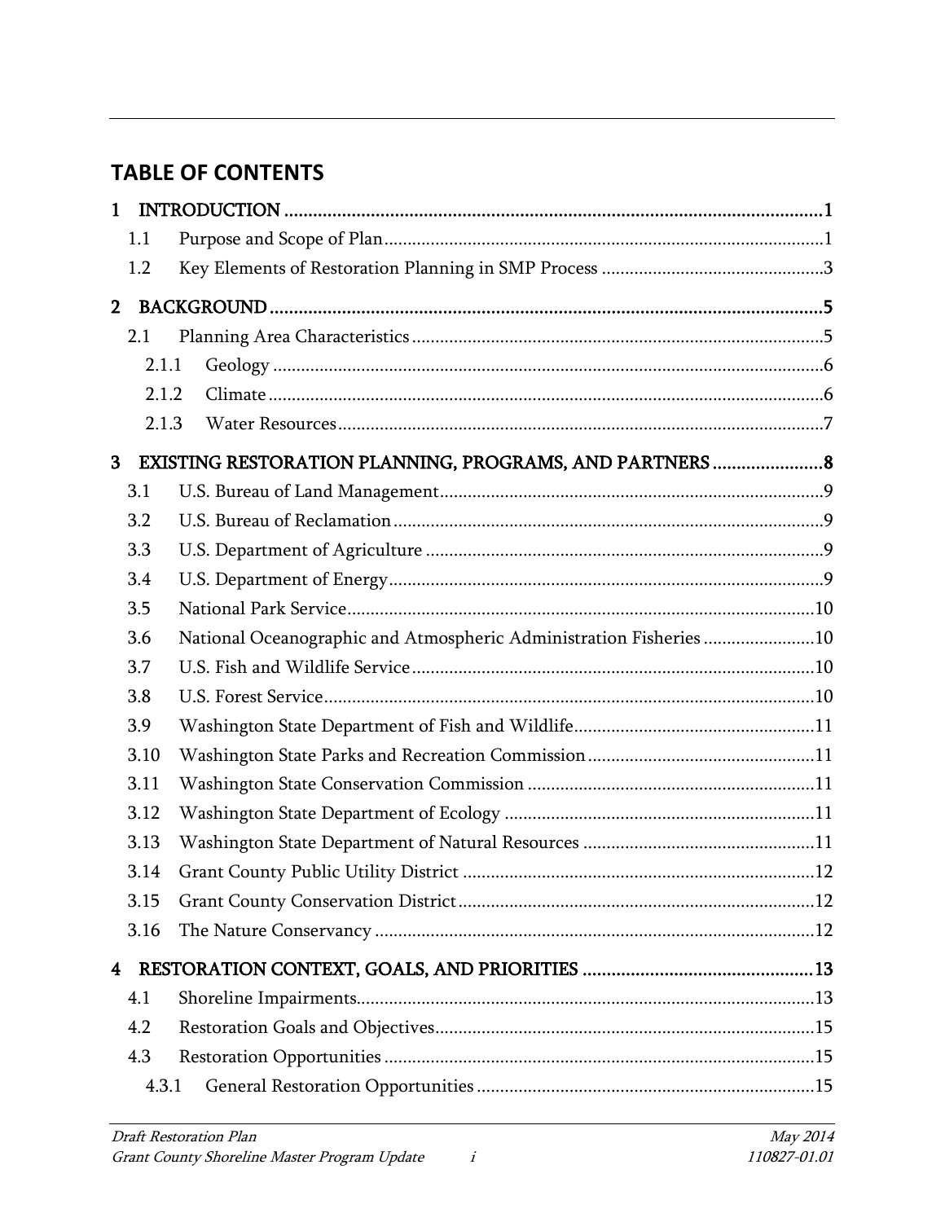# TABLE OF CONTENTS

1 INTRODUCTION ........................................................................................................1
  1.1 Purpose and Scope of Plan ........................................................................................1
  1.2 Key Elements of Restoration Planning in SMP Process ..............................................3

2 BACKGROUND ...........................................................................................................5
  2.1 Planning Area Characteristics ....................................................................................5
    2.1.1 Geology ..................................................................................................................6
    2.1.2 Climate ...................................................................................................................6
    2.1.3 Water Resources .....................................................................................................7

3 EXISTING RESTORATION PLANNING, PROGRAMS, AND PARTNERS .......................8
  3.1 U.S. Bureau of Land Management ..............................................................................9
  3.2 U.S. Bureau of Reclamation ........................................................................................9
  3.3 U.S. Department of Agriculture ..................................................................................9
  3.4 U.S. Department of Energy .........................................................................................9
  3.5 National Park Service .................................................................................................10
  3.6 National Oceanographic and Atmospheric Administration Fisheries .........................10
  3.7 U.S. Fish and Wildlife Service ...................................................................................10
  3.8 U.S. Forest Service .....................................................................................................10
  3.9 Washington State Department of Fish and Wildlife ...................................................11
  3.10 Washington State Parks and Recreation Commission ..............................................11
  3.11 Washington State Conservation Commission ...........................................................11
  3.12 Washington State Department of Ecology ................................................................11
  3.13 Washington State Department of Natural Resources ................................................11
  3.14 Grant County Public Utility District ..........................................................................12
  3.15 Grant County Conservation District ..........................................................................12
  3.16 The Nature Conservancy ..........................................................................................12

4 RESTORATION CONTEXT, GOALS, AND PRIORITIES ...............................................13
  4.1 Shoreline Impairments ...............................................................................................13
  4.2 Restoration Goals and Objectives ..............................................................................15
  4.3 Restoration Opportunities ..........................................................................................15
    4.3.1 General Restoration Opportunities .......................................................................15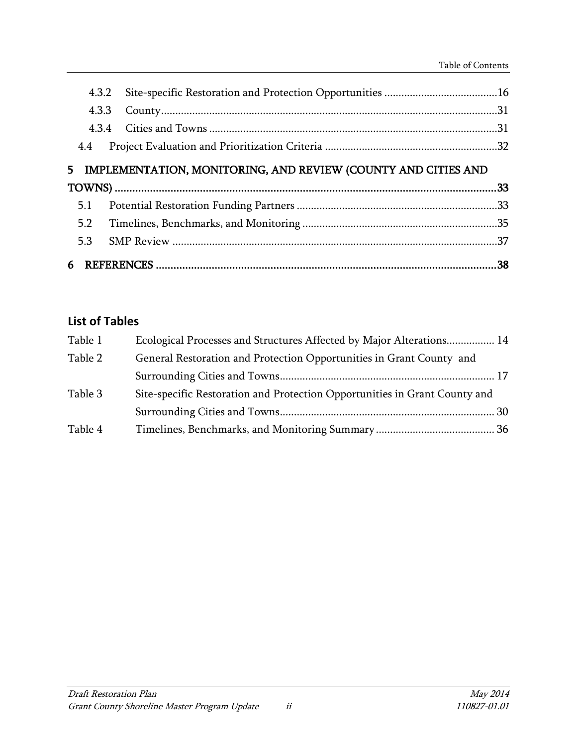4.3.2 Site-specific Restoration and Protection Opportunities ........................................16

4.3.3 County.......................................................................................................................31

4.3.4 Cities and Towns .....................................................................................................31

4.4 Project Evaluation and Prioritization Criteria ............................................................32

**5 IMPLEMENTATION, MONITORING, AND REVIEW (COUNTY AND CITIES AND TOWNS) ..................................................................................................................................33**

5.1 Potential Restoration Funding Partners .......................................................................33

5.2 Timelines, Benchmarks, and Monitoring ....................................................................35

5.3 SMP Review ..................................................................................................................37

**6 REFERENCES .....................................................................................................................38**

## List of Tables

Table 1 Ecological Processes and Structures Affected by Major Alterations................. 14

Table 2 General Restoration and Protection Opportunities in Grant County and Surrounding Cities and Towns............................................................................ 17

Table 3 Site-specific Restoration and Protection Opportunities in Grant County and Surrounding Cities and Towns............................................................................ 30

Table 4 Timelines, Benchmarks, and Monitoring Summary.......................................... 36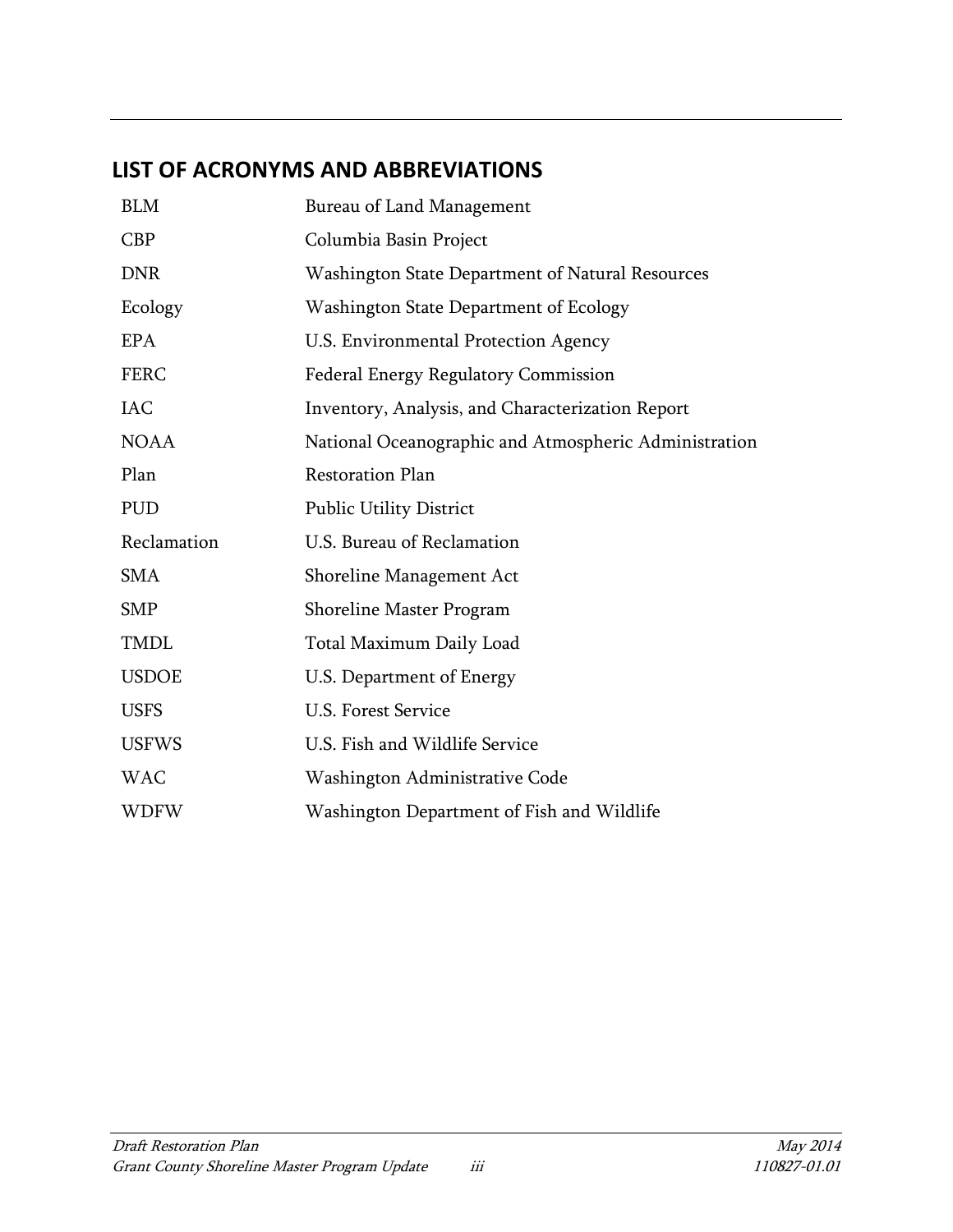## LIST OF ACRONYMS AND ABBREVIATIONS

| | |
|---|---|
| BLM | Bureau of Land Management |
| CBP | Columbia Basin Project |
| DNR | Washington State Department of Natural Resources |
| Ecology | Washington State Department of Ecology |
| EPA | U.S. Environmental Protection Agency |
| FERC | Federal Energy Regulatory Commission |
| IAC | Inventory, Analysis, and Characterization Report |
| NOAA | National Oceanographic and Atmospheric Administration |
| Plan | Restoration Plan |
| PUD | Public Utility District |
| Reclamation | U.S. Bureau of Reclamation |
| SMA | Shoreline Management Act |
| SMP | Shoreline Master Program |
| TMDL | Total Maximum Daily Load |
| USDOE | U.S. Department of Energy |
| USFS | U.S. Forest Service |
| USFWS | U.S. Fish and Wildlife Service |
| WAC | Washington Administrative Code |
| WDFW | Washington Department of Fish and Wildlife |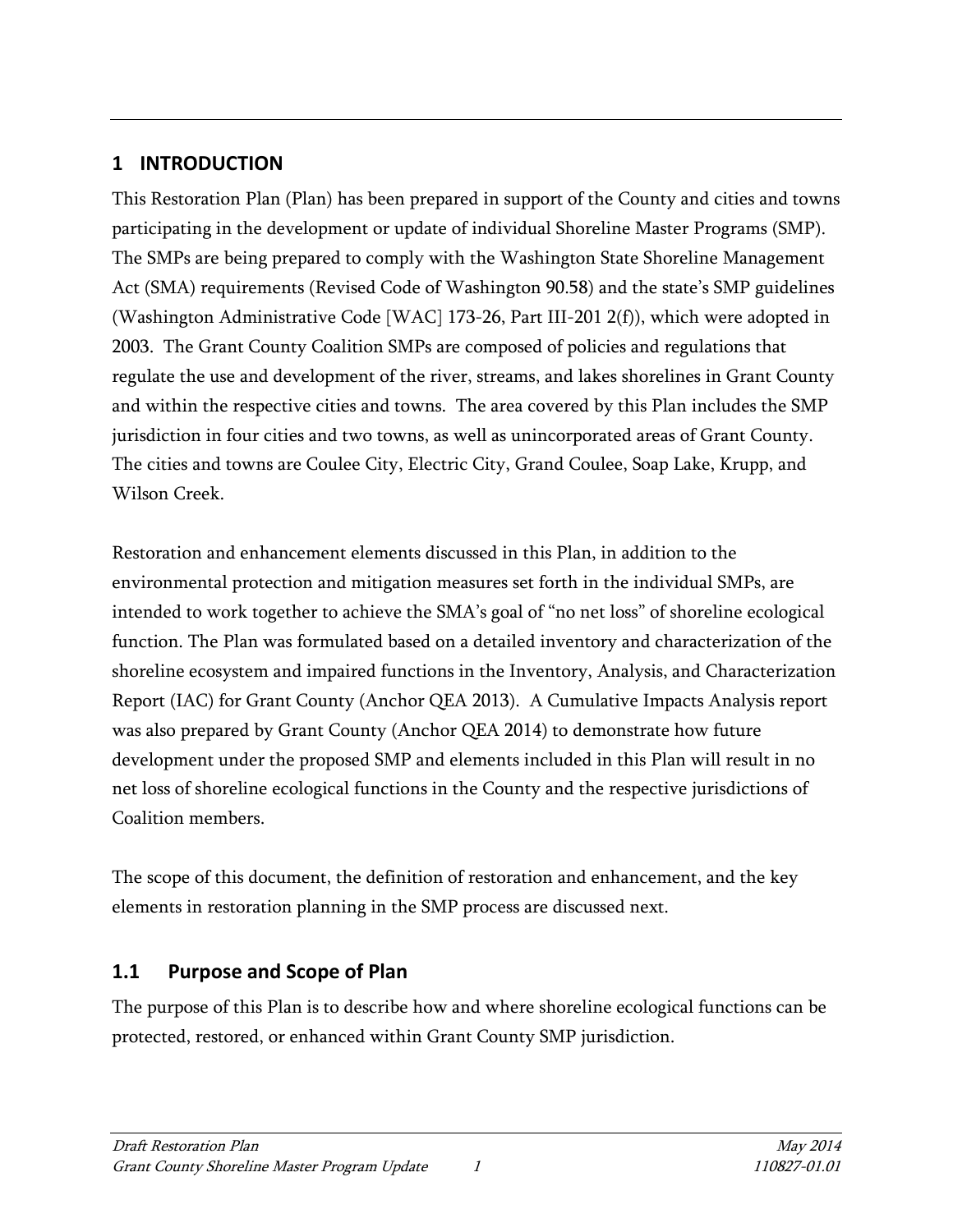# 1 INTRODUCTION

This Restoration Plan (Plan) has been prepared in support of the County and cities and towns participating in the development or update of individual Shoreline Master Programs (SMP). The SMPs are being prepared to comply with the Washington State Shoreline Management Act (SMA) requirements (Revised Code of Washington 90.58) and the state's SMP guidelines (Washington Administrative Code [WAC] 173-26, Part III-201 2(f)), which were adopted in 2003. The Grant County Coalition SMPs are composed of policies and regulations that regulate the use and development of the river, streams, and lakes shorelines in Grant County and within the respective cities and towns. The area covered by this Plan includes the SMP jurisdiction in four cities and two towns, as well as unincorporated areas of Grant County. The cities and towns are Coulee City, Electric City, Grand Coulee, Soap Lake, Krupp, and Wilson Creek.

Restoration and enhancement elements discussed in this Plan, in addition to the environmental protection and mitigation measures set forth in the individual SMPs, are intended to work together to achieve the SMA's goal of "no net loss" of shoreline ecological function. The Plan was formulated based on a detailed inventory and characterization of the shoreline ecosystem and impaired functions in the Inventory, Analysis, and Characterization Report (IAC) for Grant County (Anchor QEA 2013). A Cumulative Impacts Analysis report was also prepared by Grant County (Anchor QEA 2014) to demonstrate how future development under the proposed SMP and elements included in this Plan will result in no net loss of shoreline ecological functions in the County and the respective jurisdictions of Coalition members.

The scope of this document, the definition of restoration and enhancement, and the key elements in restoration planning in the SMP process are discussed next.

## 1.1 Purpose and Scope of Plan

The purpose of this Plan is to describe how and where shoreline ecological functions can be protected, restored, or enhanced within Grant County SMP jurisdiction.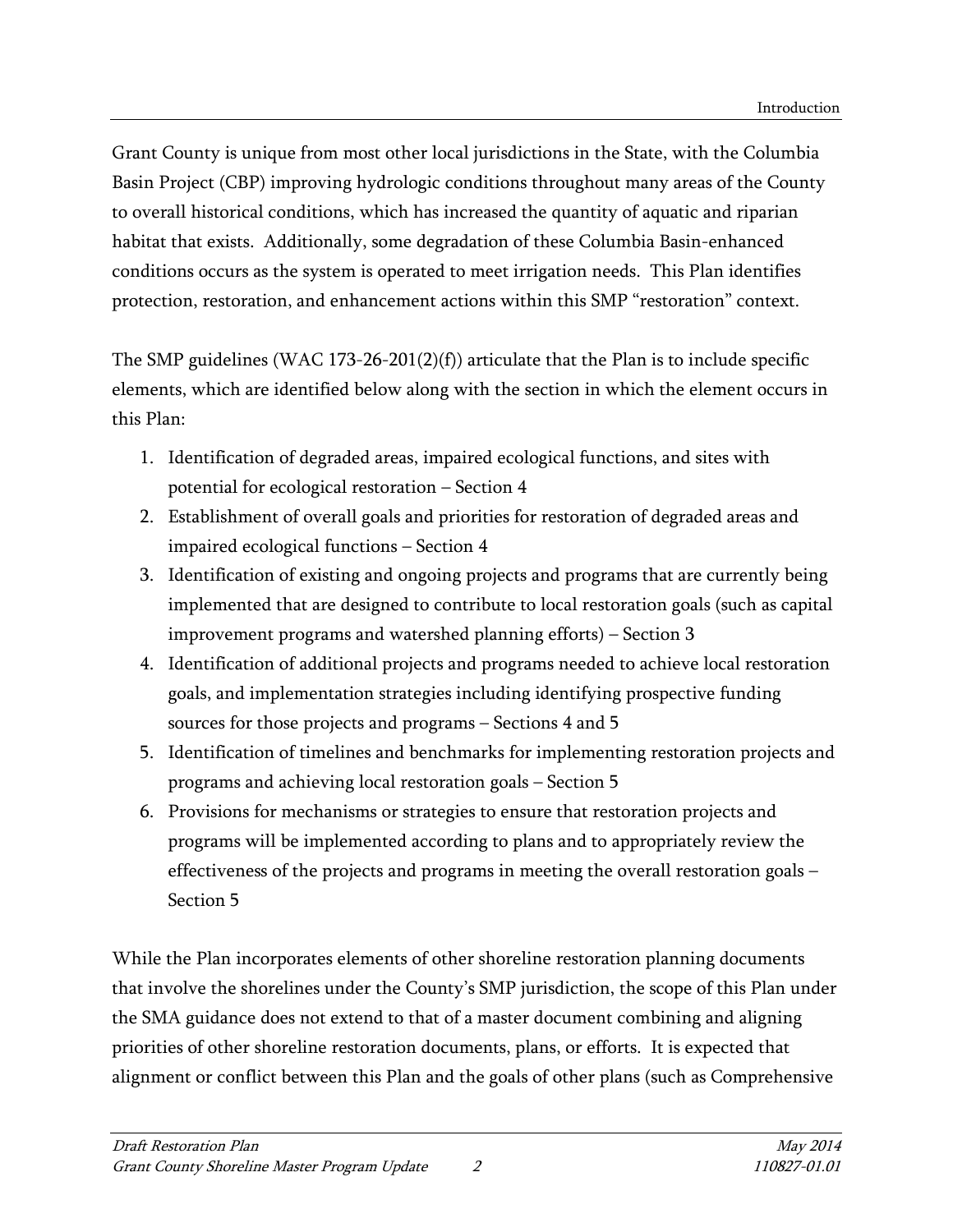Grant County is unique from most other local jurisdictions in the State, with the Columbia Basin Project (CBP) improving hydrologic conditions throughout many areas of the County to overall historical conditions, which has increased the quantity of aquatic and riparian habitat that exists. Additionally, some degradation of these Columbia Basin-enhanced conditions occurs as the system is operated to meet irrigation needs. This Plan identifies protection, restoration, and enhancement actions within this SMP "restoration" context.

The SMP guidelines (WAC 173-26-201(2)(f)) articulate that the Plan is to include specific elements, which are identified below along with the section in which the element occurs in this Plan:

1. Identification of degraded areas, impaired ecological functions, and sites with potential for ecological restoration – Section 4
2. Establishment of overall goals and priorities for restoration of degraded areas and impaired ecological functions – Section 4
3. Identification of existing and ongoing projects and programs that are currently being implemented that are designed to contribute to local restoration goals (such as capital improvement programs and watershed planning efforts) – Section 3
4. Identification of additional projects and programs needed to achieve local restoration goals, and implementation strategies including identifying prospective funding sources for those projects and programs – Sections 4 and 5
5. Identification of timelines and benchmarks for implementing restoration projects and programs and achieving local restoration goals – Section 5
6. Provisions for mechanisms or strategies to ensure that restoration projects and programs will be implemented according to plans and to appropriately review the effectiveness of the projects and programs in meeting the overall restoration goals – Section 5

While the Plan incorporates elements of other shoreline restoration planning documents that involve the shorelines under the County's SMP jurisdiction, the scope of this Plan under the SMA guidance does not extend to that of a master document combining and aligning priorities of other shoreline restoration documents, plans, or efforts. It is expected that alignment or conflict between this Plan and the goals of other plans (such as Comprehensive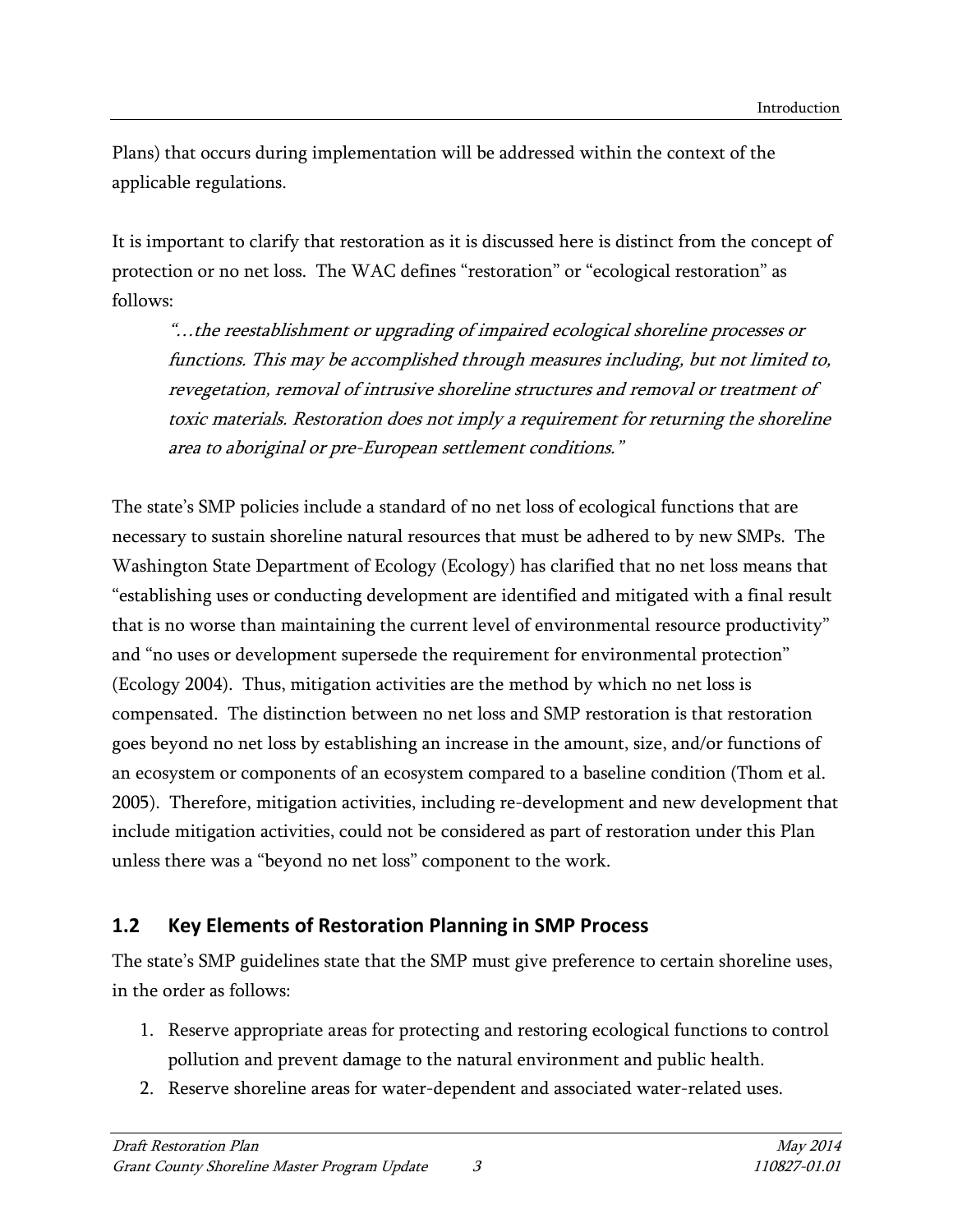Plans) that occurs during implementation will be addressed within the context of the applicable regulations.

It is important to clarify that restoration as it is discussed here is distinct from the concept of protection or no net loss. The WAC defines "restoration" or "ecological restoration" as follows:

> *"…the reestablishment or upgrading of impaired ecological shoreline processes or functions. This may be accomplished through measures including, but not limited to, revegetation, removal of intrusive shoreline structures and removal or treatment of toxic materials. Restoration does not imply a requirement for returning the shoreline area to aboriginal or pre-European settlement conditions."*

The state's SMP policies include a standard of no net loss of ecological functions that are necessary to sustain shoreline natural resources that must be adhered to by new SMPs. The Washington State Department of Ecology (Ecology) has clarified that no net loss means that "establishing uses or conducting development are identified and mitigated with a final result that is no worse than maintaining the current level of environmental resource productivity" and "no uses or development supersede the requirement for environmental protection" (Ecology 2004). Thus, mitigation activities are the method by which no net loss is compensated. The distinction between no net loss and SMP restoration is that restoration goes beyond no net loss by establishing an increase in the amount, size, and/or functions of an ecosystem or components of an ecosystem compared to a baseline condition (Thom et al. 2005). Therefore, mitigation activities, including re-development and new development that include mitigation activities, could not be considered as part of restoration under this Plan unless there was a "beyond no net loss" component to the work.

## 1.2 Key Elements of Restoration Planning in SMP Process

The state's SMP guidelines state that the SMP must give preference to certain shoreline uses, in the order as follows:

1. Reserve appropriate areas for protecting and restoring ecological functions to control pollution and prevent damage to the natural environment and public health.
2. Reserve shoreline areas for water-dependent and associated water-related uses.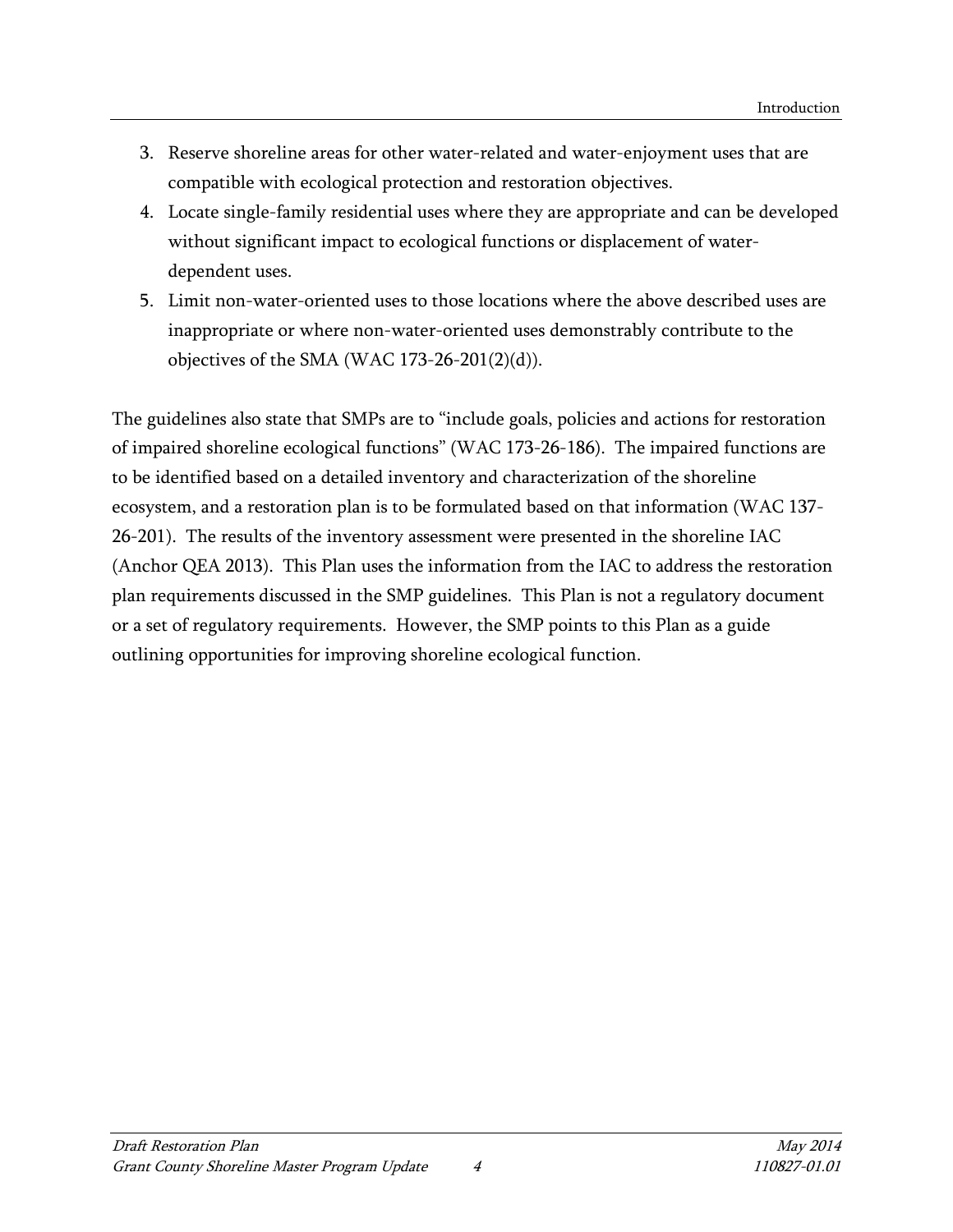3. Reserve shoreline areas for other water-related and water-enjoyment uses that are compatible with ecological protection and restoration objectives.
4. Locate single-family residential uses where they are appropriate and can be developed without significant impact to ecological functions or displacement of water-dependent uses.
5. Limit non-water-oriented uses to those locations where the above described uses are inappropriate or where non-water-oriented uses demonstrably contribute to the objectives of the SMA (WAC 173-26-201(2)(d)).

The guidelines also state that SMPs are to "include goals, policies and actions for restoration of impaired shoreline ecological functions" (WAC 173-26-186). The impaired functions are to be identified based on a detailed inventory and characterization of the shoreline ecosystem, and a restoration plan is to be formulated based on that information (WAC 137-26-201). The results of the inventory assessment were presented in the shoreline IAC (Anchor QEA 2013). This Plan uses the information from the IAC to address the restoration plan requirements discussed in the SMP guidelines. This Plan is not a regulatory document or a set of regulatory requirements. However, the SMP points to this Plan as a guide outlining opportunities for improving shoreline ecological function.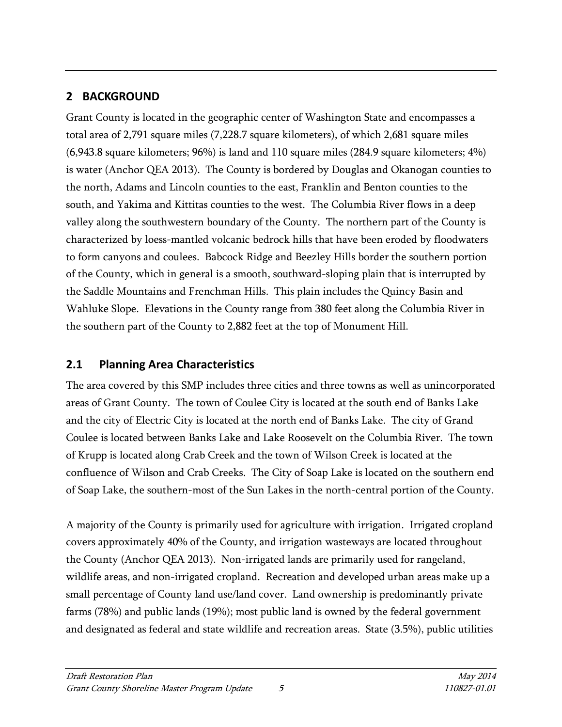## 2 BACKGROUND

Grant County is located in the geographic center of Washington State and encompasses a total area of 2,791 square miles (7,228.7 square kilometers), of which 2,681 square miles (6,943.8 square kilometers; 96%) is land and 110 square miles (284.9 square kilometers; 4%) is water (Anchor QEA 2013). The County is bordered by Douglas and Okanogan counties to the north, Adams and Lincoln counties to the east, Franklin and Benton counties to the south, and Yakima and Kittitas counties to the west. The Columbia River flows in a deep valley along the southwestern boundary of the County. The northern part of the County is characterized by loess-mantled volcanic bedrock hills that have been eroded by floodwaters to form canyons and coulees. Babcock Ridge and Beezley Hills border the southern portion of the County, which in general is a smooth, southward-sloping plain that is interrupted by the Saddle Mountains and Frenchman Hills. This plain includes the Quincy Basin and Wahluke Slope. Elevations in the County range from 380 feet along the Columbia River in the southern part of the County to 2,882 feet at the top of Monument Hill.

### 2.1 Planning Area Characteristics

The area covered by this SMP includes three cities and three towns as well as unincorporated areas of Grant County. The town of Coulee City is located at the south end of Banks Lake and the city of Electric City is located at the north end of Banks Lake. The city of Grand Coulee is located between Banks Lake and Lake Roosevelt on the Columbia River. The town of Krupp is located along Crab Creek and the town of Wilson Creek is located at the confluence of Wilson and Crab Creeks. The City of Soap Lake is located on the southern end of Soap Lake, the southern-most of the Sun Lakes in the north-central portion of the County.

A majority of the County is primarily used for agriculture with irrigation. Irrigated cropland covers approximately 40% of the County, and irrigation wasteways are located throughout the County (Anchor QEA 2013). Non-irrigated lands are primarily used for rangeland, wildlife areas, and non-irrigated cropland. Recreation and developed urban areas make up a small percentage of County land use/land cover. Land ownership is predominantly private farms (78%) and public lands (19%); most public land is owned by the federal government and designated as federal and state wildlife and recreation areas. State (3.5%), public utilities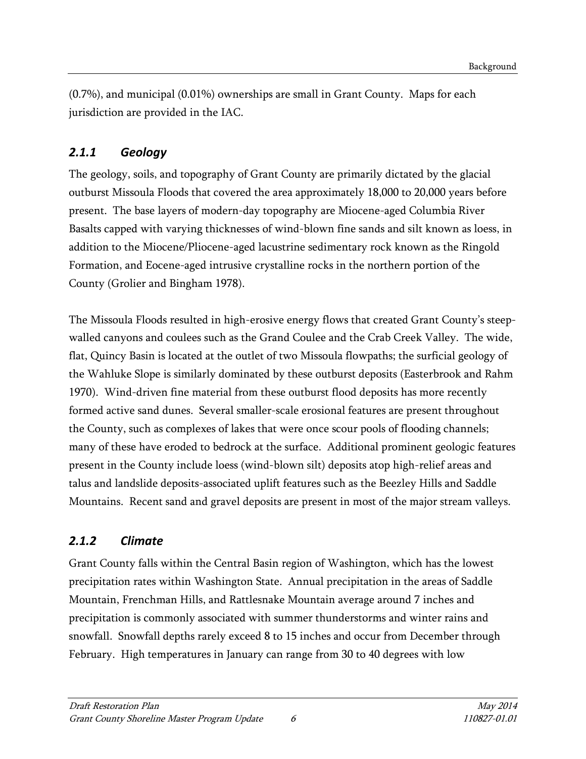(0.7%), and municipal (0.01%) ownerships are small in Grant County. Maps for each jurisdiction are provided in the IAC.

### *2.1.1 Geology*

The geology, soils, and topography of Grant County are primarily dictated by the glacial outburst Missoula Floods that covered the area approximately 18,000 to 20,000 years before present. The base layers of modern-day topography are Miocene-aged Columbia River Basalts capped with varying thicknesses of wind-blown fine sands and silt known as loess, in addition to the Miocene/Pliocene-aged lacustrine sedimentary rock known as the Ringold Formation, and Eocene-aged intrusive crystalline rocks in the northern portion of the County (Grolier and Bingham 1978).

The Missoula Floods resulted in high-erosive energy flows that created Grant County's steep-walled canyons and coulees such as the Grand Coulee and the Crab Creek Valley. The wide, flat, Quincy Basin is located at the outlet of two Missoula flowpaths; the surficial geology of the Wahluke Slope is similarly dominated by these outburst deposits (Easterbrook and Rahm 1970). Wind-driven fine material from these outburst flood deposits has more recently formed active sand dunes. Several smaller-scale erosional features are present throughout the County, such as complexes of lakes that were once scour pools of flooding channels; many of these have eroded to bedrock at the surface. Additional prominent geologic features present in the County include loess (wind-blown silt) deposits atop high-relief areas and talus and landslide deposits-associated uplift features such as the Beezley Hills and Saddle Mountains. Recent sand and gravel deposits are present in most of the major stream valleys.

### *2.1.2 Climate*

Grant County falls within the Central Basin region of Washington, which has the lowest precipitation rates within Washington State. Annual precipitation in the areas of Saddle Mountain, Frenchman Hills, and Rattlesnake Mountain average around 7 inches and precipitation is commonly associated with summer thunderstorms and winter rains and snowfall. Snowfall depths rarely exceed 8 to 15 inches and occur from December through February. High temperatures in January can range from 30 to 40 degrees with low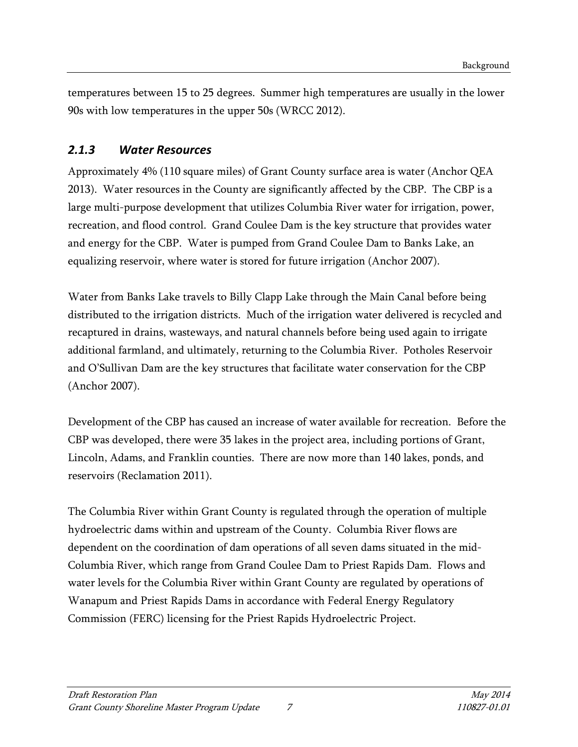temperatures between 15 to 25 degrees. Summer high temperatures are usually in the lower 90s with low temperatures in the upper 50s (WRCC 2012).

### *2.1.3 Water Resources*

Approximately 4% (110 square miles) of Grant County surface area is water (Anchor QEA 2013). Water resources in the County are significantly affected by the CBP. The CBP is a large multi-purpose development that utilizes Columbia River water for irrigation, power, recreation, and flood control. Grand Coulee Dam is the key structure that provides water and energy for the CBP. Water is pumped from Grand Coulee Dam to Banks Lake, an equalizing reservoir, where water is stored for future irrigation (Anchor 2007).

Water from Banks Lake travels to Billy Clapp Lake through the Main Canal before being distributed to the irrigation districts. Much of the irrigation water delivered is recycled and recaptured in drains, wasteways, and natural channels before being used again to irrigate additional farmland, and ultimately, returning to the Columbia River. Potholes Reservoir and O'Sullivan Dam are the key structures that facilitate water conservation for the CBP (Anchor 2007).

Development of the CBP has caused an increase of water available for recreation. Before the CBP was developed, there were 35 lakes in the project area, including portions of Grant, Lincoln, Adams, and Franklin counties. There are now more than 140 lakes, ponds, and reservoirs (Reclamation 2011).

The Columbia River within Grant County is regulated through the operation of multiple hydroelectric dams within and upstream of the County. Columbia River flows are dependent on the coordination of dam operations of all seven dams situated in the mid-Columbia River, which range from Grand Coulee Dam to Priest Rapids Dam. Flows and water levels for the Columbia River within Grant County are regulated by operations of Wanapum and Priest Rapids Dams in accordance with Federal Energy Regulatory Commission (FERC) licensing for the Priest Rapids Hydroelectric Project.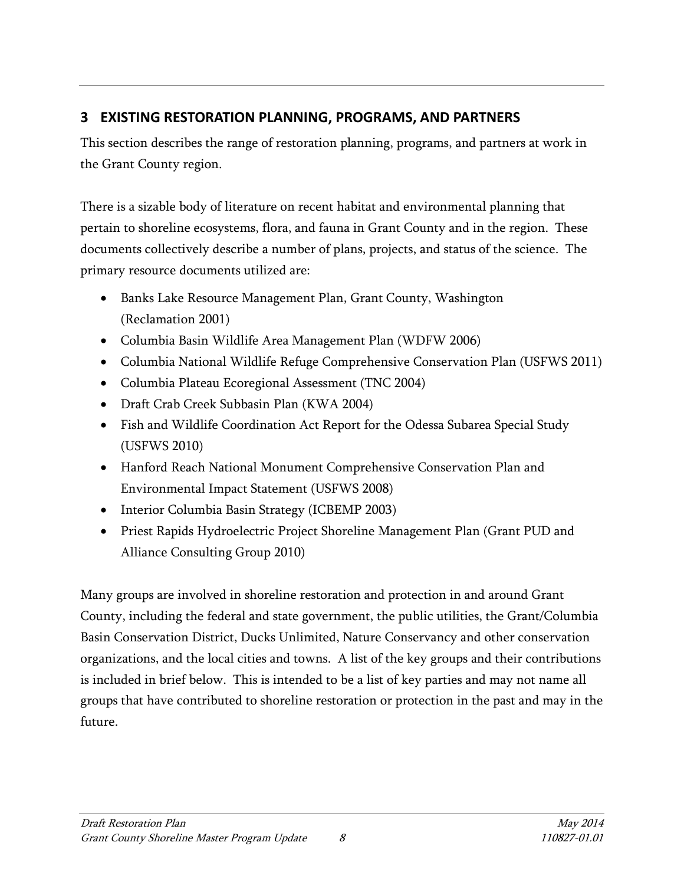# 3 EXISTING RESTORATION PLANNING, PROGRAMS, AND PARTNERS

This section describes the range of restoration planning, programs, and partners at work in the Grant County region.

There is a sizable body of literature on recent habitat and environmental planning that pertain to shoreline ecosystems, flora, and fauna in Grant County and in the region. These documents collectively describe a number of plans, projects, and status of the science. The primary resource documents utilized are:

- Banks Lake Resource Management Plan, Grant County, Washington (Reclamation 2001)
- Columbia Basin Wildlife Area Management Plan (WDFW 2006)
- Columbia National Wildlife Refuge Comprehensive Conservation Plan (USFWS 2011)
- Columbia Plateau Ecoregional Assessment (TNC 2004)
- Draft Crab Creek Subbasin Plan (KWA 2004)
- Fish and Wildlife Coordination Act Report for the Odessa Subarea Special Study (USFWS 2010)
- Hanford Reach National Monument Comprehensive Conservation Plan and Environmental Impact Statement (USFWS 2008)
- Interior Columbia Basin Strategy (ICBEMP 2003)
- Priest Rapids Hydroelectric Project Shoreline Management Plan (Grant PUD and Alliance Consulting Group 2010)

Many groups are involved in shoreline restoration and protection in and around Grant County, including the federal and state government, the public utilities, the Grant/Columbia Basin Conservation District, Ducks Unlimited, Nature Conservancy and other conservation organizations, and the local cities and towns. A list of the key groups and their contributions is included in brief below. This is intended to be a list of key parties and may not name all groups that have contributed to shoreline restoration or protection in the past and may in the future.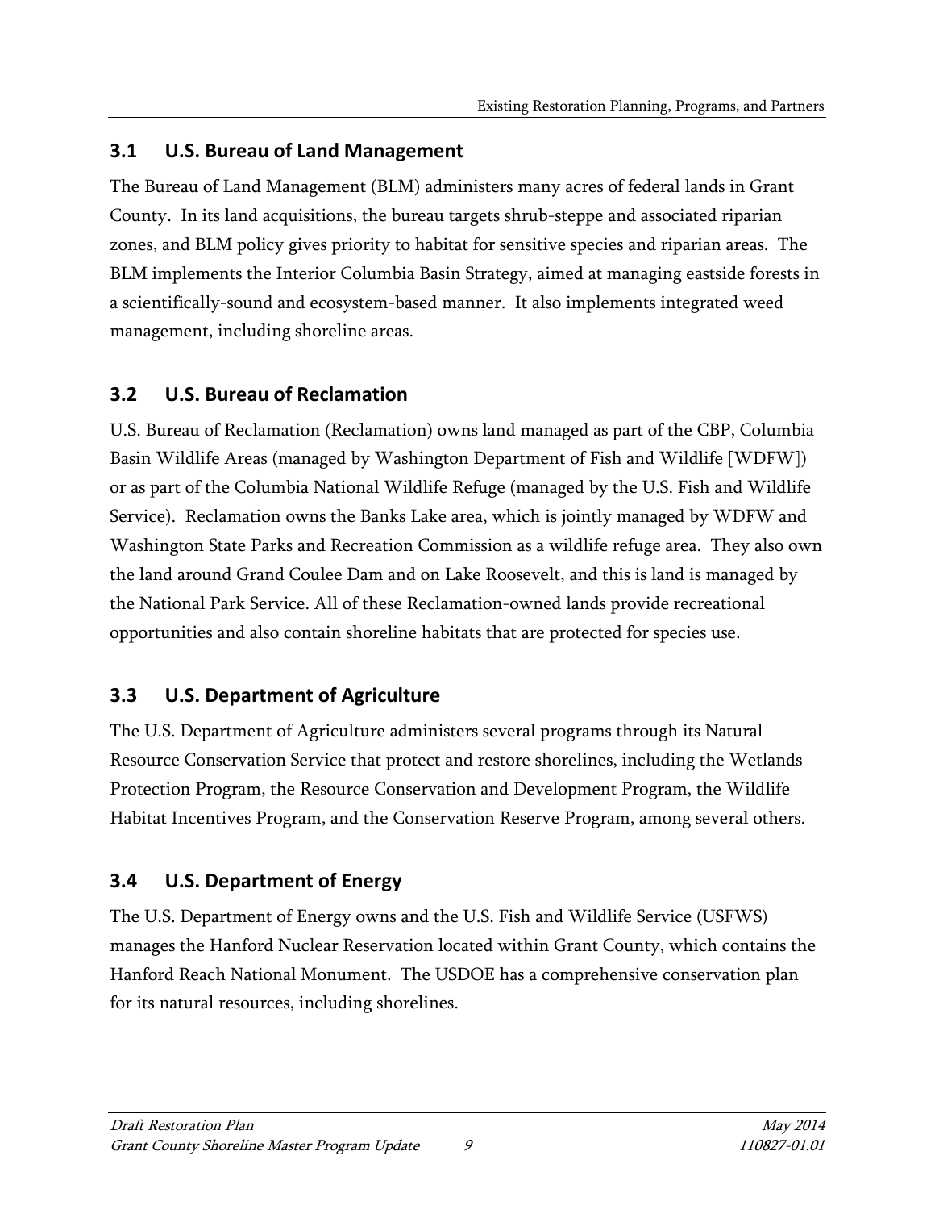## 3.1 U.S. Bureau of Land Management

The Bureau of Land Management (BLM) administers many acres of federal lands in Grant County. In its land acquisitions, the bureau targets shrub-steppe and associated riparian zones, and BLM policy gives priority to habitat for sensitive species and riparian areas. The BLM implements the Interior Columbia Basin Strategy, aimed at managing eastside forests in a scientifically-sound and ecosystem-based manner. It also implements integrated weed management, including shoreline areas.

## 3.2 U.S. Bureau of Reclamation

U.S. Bureau of Reclamation (Reclamation) owns land managed as part of the CBP, Columbia Basin Wildlife Areas (managed by Washington Department of Fish and Wildlife [WDFW]) or as part of the Columbia National Wildlife Refuge (managed by the U.S. Fish and Wildlife Service). Reclamation owns the Banks Lake area, which is jointly managed by WDFW and Washington State Parks and Recreation Commission as a wildlife refuge area. They also own the land around Grand Coulee Dam and on Lake Roosevelt, and this is land is managed by the National Park Service. All of these Reclamation-owned lands provide recreational opportunities and also contain shoreline habitats that are protected for species use.

## 3.3 U.S. Department of Agriculture

The U.S. Department of Agriculture administers several programs through its Natural Resource Conservation Service that protect and restore shorelines, including the Wetlands Protection Program, the Resource Conservation and Development Program, the Wildlife Habitat Incentives Program, and the Conservation Reserve Program, among several others.

## 3.4 U.S. Department of Energy

The U.S. Department of Energy owns and the U.S. Fish and Wildlife Service (USFWS) manages the Hanford Nuclear Reservation located within Grant County, which contains the Hanford Reach National Monument. The USDOE has a comprehensive conservation plan for its natural resources, including shorelines.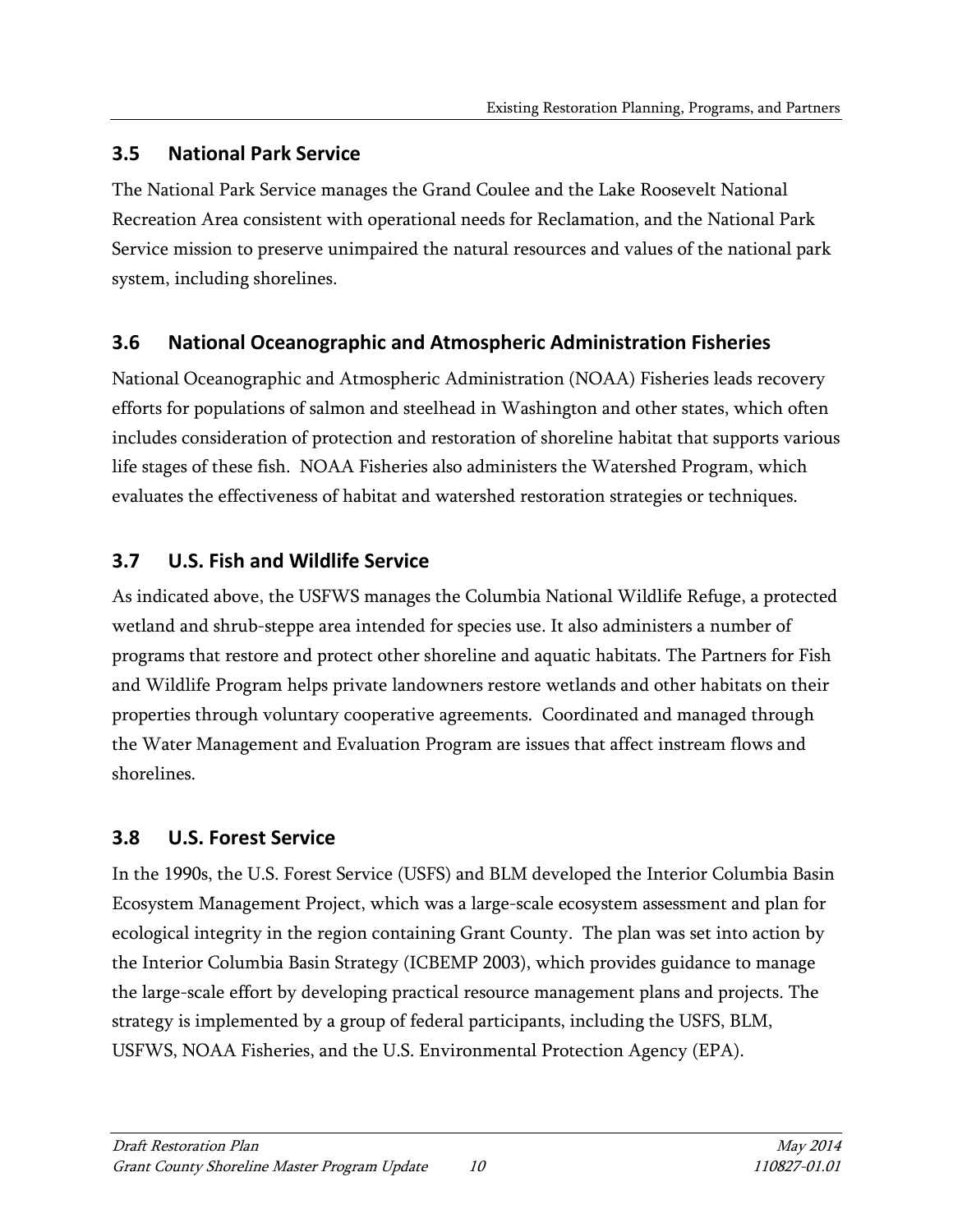## 3.5 National Park Service

The National Park Service manages the Grand Coulee and the Lake Roosevelt National Recreation Area consistent with operational needs for Reclamation, and the National Park Service mission to preserve unimpaired the natural resources and values of the national park system, including shorelines.

## 3.6 National Oceanographic and Atmospheric Administration Fisheries

National Oceanographic and Atmospheric Administration (NOAA) Fisheries leads recovery efforts for populations of salmon and steelhead in Washington and other states, which often includes consideration of protection and restoration of shoreline habitat that supports various life stages of these fish. NOAA Fisheries also administers the Watershed Program, which evaluates the effectiveness of habitat and watershed restoration strategies or techniques.

## 3.7 U.S. Fish and Wildlife Service

As indicated above, the USFWS manages the Columbia National Wildlife Refuge, a protected wetland and shrub-steppe area intended for species use. It also administers a number of programs that restore and protect other shoreline and aquatic habitats. The Partners for Fish and Wildlife Program helps private landowners restore wetlands and other habitats on their properties through voluntary cooperative agreements. Coordinated and managed through the Water Management and Evaluation Program are issues that affect instream flows and shorelines.

## 3.8 U.S. Forest Service

In the 1990s, the U.S. Forest Service (USFS) and BLM developed the Interior Columbia Basin Ecosystem Management Project, which was a large-scale ecosystem assessment and plan for ecological integrity in the region containing Grant County. The plan was set into action by the Interior Columbia Basin Strategy (ICBEMP 2003), which provides guidance to manage the large-scale effort by developing practical resource management plans and projects. The strategy is implemented by a group of federal participants, including the USFS, BLM, USFWS, NOAA Fisheries, and the U.S. Environmental Protection Agency (EPA).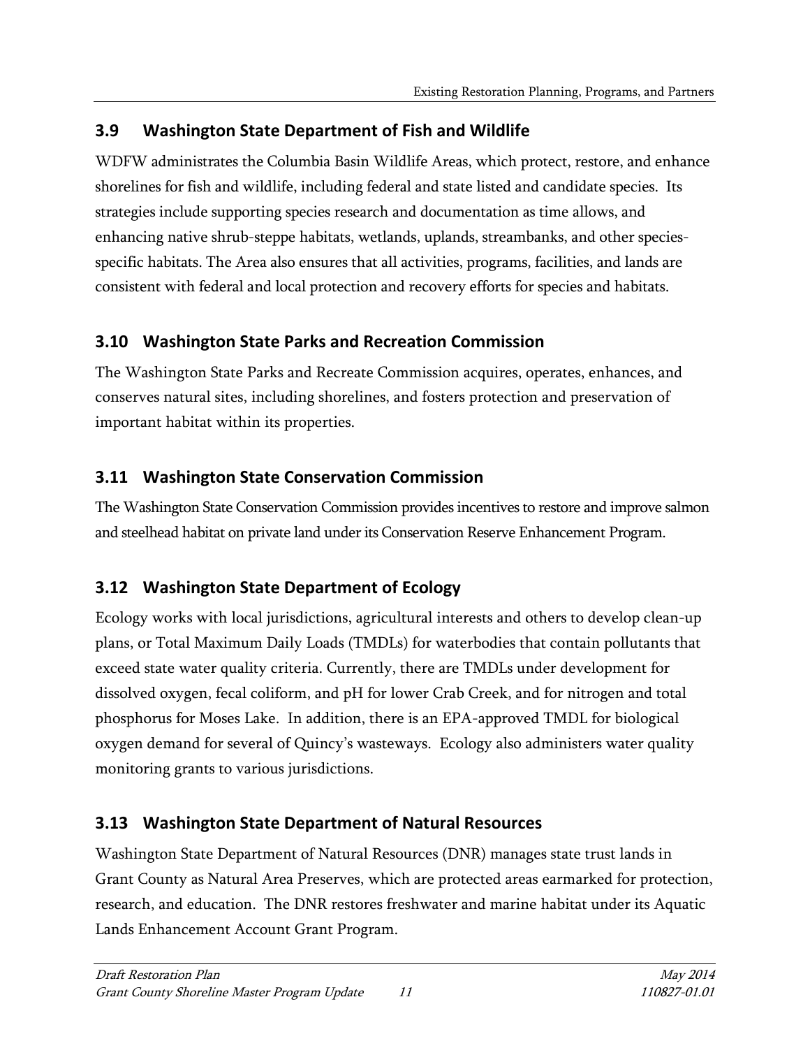## 3.9 Washington State Department of Fish and Wildlife

WDFW administrates the Columbia Basin Wildlife Areas, which protect, restore, and enhance shorelines for fish and wildlife, including federal and state listed and candidate species. Its strategies include supporting species research and documentation as time allows, and enhancing native shrub-steppe habitats, wetlands, uplands, streambanks, and other species-specific habitats. The Area also ensures that all activities, programs, facilities, and lands are consistent with federal and local protection and recovery efforts for species and habitats.

## 3.10 Washington State Parks and Recreation Commission

The Washington State Parks and Recreate Commission acquires, operates, enhances, and conserves natural sites, including shorelines, and fosters protection and preservation of important habitat within its properties.

## 3.11 Washington State Conservation Commission

The Washington State Conservation Commission provides incentives to restore and improve salmon and steelhead habitat on private land under its Conservation Reserve Enhancement Program.

## 3.12 Washington State Department of Ecology

Ecology works with local jurisdictions, agricultural interests and others to develop clean-up plans, or Total Maximum Daily Loads (TMDLs) for waterbodies that contain pollutants that exceed state water quality criteria. Currently, there are TMDLs under development for dissolved oxygen, fecal coliform, and pH for lower Crab Creek, and for nitrogen and total phosphorus for Moses Lake. In addition, there is an EPA-approved TMDL for biological oxygen demand for several of Quincy's wasteways. Ecology also administers water quality monitoring grants to various jurisdictions.

## 3.13 Washington State Department of Natural Resources

Washington State Department of Natural Resources (DNR) manages state trust lands in Grant County as Natural Area Preserves, which are protected areas earmarked for protection, research, and education. The DNR restores freshwater and marine habitat under its Aquatic Lands Enhancement Account Grant Program.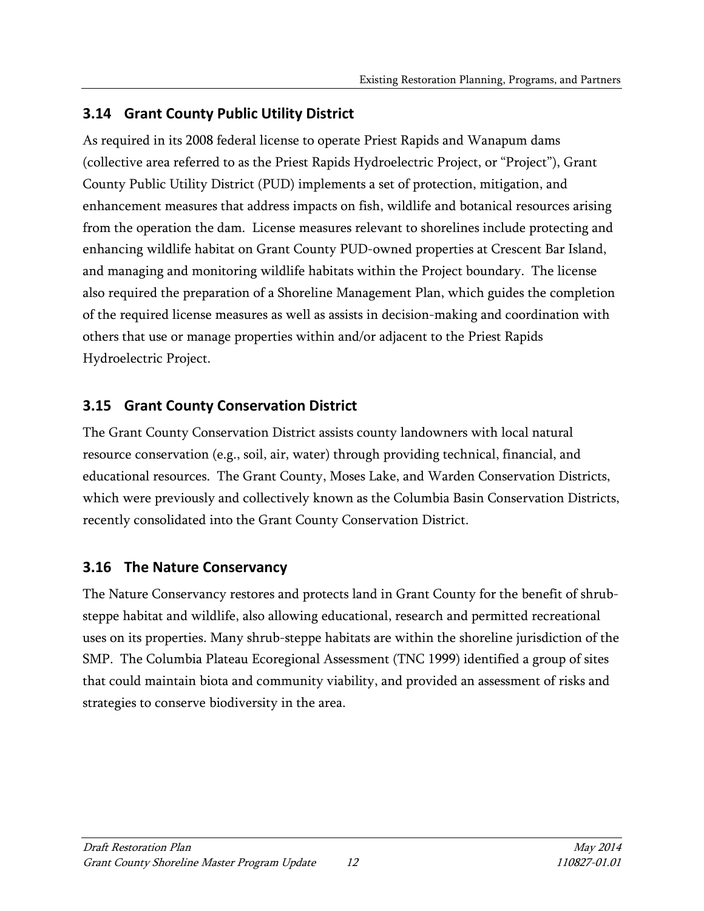## 3.14 Grant County Public Utility District

As required in its 2008 federal license to operate Priest Rapids and Wanapum dams (collective area referred to as the Priest Rapids Hydroelectric Project, or "Project"), Grant County Public Utility District (PUD) implements a set of protection, mitigation, and enhancement measures that address impacts on fish, wildlife and botanical resources arising from the operation the dam. License measures relevant to shorelines include protecting and enhancing wildlife habitat on Grant County PUD-owned properties at Crescent Bar Island, and managing and monitoring wildlife habitats within the Project boundary. The license also required the preparation of a Shoreline Management Plan, which guides the completion of the required license measures as well as assists in decision-making and coordination with others that use or manage properties within and/or adjacent to the Priest Rapids Hydroelectric Project.

## 3.15 Grant County Conservation District

The Grant County Conservation District assists county landowners with local natural resource conservation (e.g., soil, air, water) through providing technical, financial, and educational resources. The Grant County, Moses Lake, and Warden Conservation Districts, which were previously and collectively known as the Columbia Basin Conservation Districts, recently consolidated into the Grant County Conservation District.

## 3.16 The Nature Conservancy

The Nature Conservancy restores and protects land in Grant County for the benefit of shrub-steppe habitat and wildlife, also allowing educational, research and permitted recreational uses on its properties. Many shrub-steppe habitats are within the shoreline jurisdiction of the SMP. The Columbia Plateau Ecoregional Assessment (TNC 1999) identified a group of sites that could maintain biota and community viability, and provided an assessment of risks and strategies to conserve biodiversity in the area.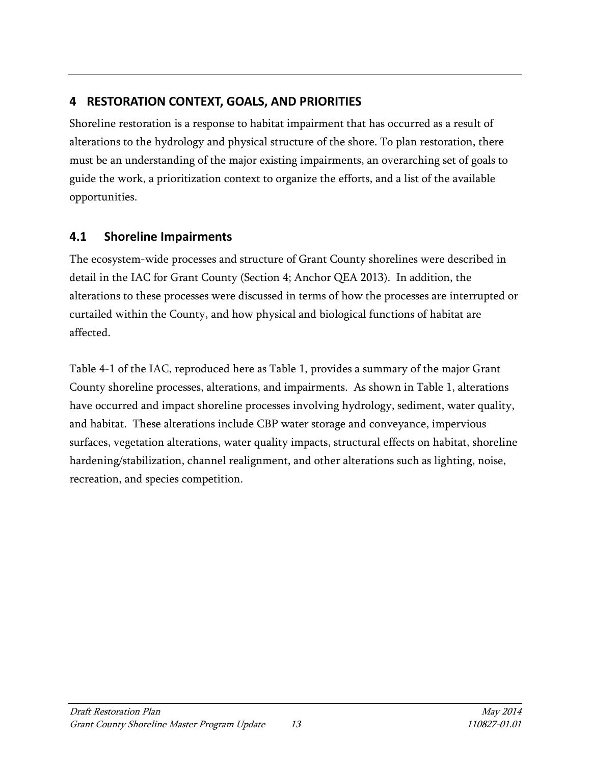# 4 RESTORATION CONTEXT, GOALS, AND PRIORITIES

Shoreline restoration is a response to habitat impairment that has occurred as a result of alterations to the hydrology and physical structure of the shore. To plan restoration, there must be an understanding of the major existing impairments, an overarching set of goals to guide the work, a prioritization context to organize the efforts, and a list of the available opportunities.

## 4.1 Shoreline Impairments

The ecosystem-wide processes and structure of Grant County shorelines were described in detail in the IAC for Grant County (Section 4; Anchor QEA 2013). In addition, the alterations to these processes were discussed in terms of how the processes are interrupted or curtailed within the County, and how physical and biological functions of habitat are affected.

Table 4-1 of the IAC, reproduced here as Table 1, provides a summary of the major Grant County shoreline processes, alterations, and impairments. As shown in Table 1, alterations have occurred and impact shoreline processes involving hydrology, sediment, water quality, and habitat. These alterations include CBP water storage and conveyance, impervious surfaces, vegetation alterations, water quality impacts, structural effects on habitat, shoreline hardening/stabilization, channel realignment, and other alterations such as lighting, noise, recreation, and species competition.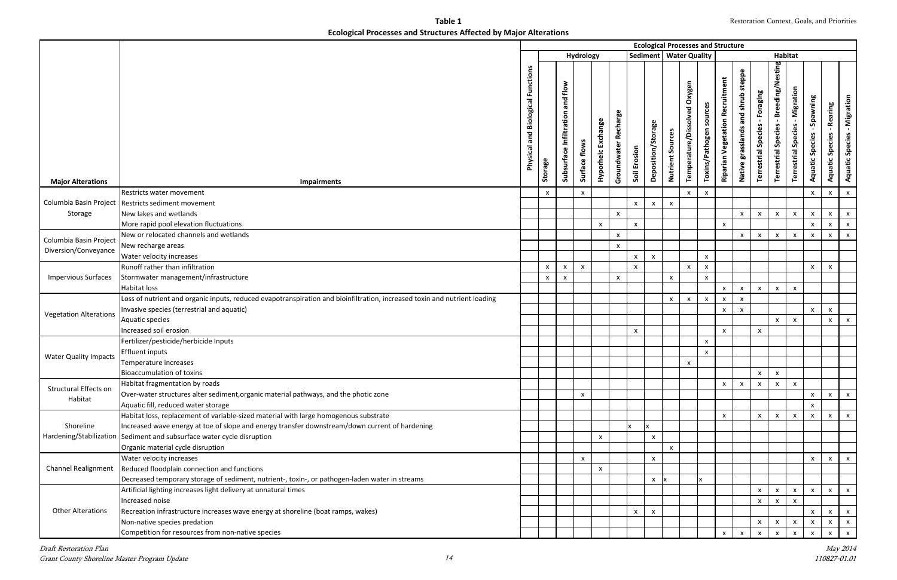**Table 1**
**Ecological Processes and Structures Affected by Major Alterations**

| Major Alterations | Impairments | Ecological Processes and Structure | | | | | | | | | | | | | | | | | | |
|---|---|---|---|---|---|---|---|---|---|---|---|---|---|---|---|---|---|---|---|---|
| | | | Hydrology | | | | | Sediment | | Water Quality | | | Habitat | | | | | | | |
| | | Physical and Biological Functions | Storage | Subsurface Infiltration and flow | Surface flows | Hyporheic Exchange | Groundwater Recharge | Soil Erosion | Deposition/Storage | Nutrient Sources | Temperature/Dissolved Oxygen | Toxins/Pathogen sources | Riparian Vegetation Recruitment | Native grasslands and shrub steppe | Terrestrial Species - Foraging | Terrestrial Species - Breeding/Nesting | Terrestrial Species - Migration | Aquatic Species - Spawning | Aquatic Species - Rearing | Aquatic Species - Migration |
| Columbia Basin Project Storage | Restricts water movement | | x | | x | | | | | | x | x | | | | | | x | x | x |
| | Restricts sediment movement | | | | | | | x | x | x | | | | | | | | | | |
| | New lakes and wetlands | | | | | | x | | | | | | | x | x | x | x | x | x | x |
| | More rapid pool elevation fluctuations | | | | | x | | x | | | | | x | | | | | x | x | x |
| Columbia Basin Project Diversion/Conveyance | New or relocated channels and wetlands | | | | | | x | | | | | | | x | x | x | x | x | x | x |
| | New recharge areas | | | | | | x | | | | | | | | | | | | | |
| | Water velocity increases | | | | | | | x | x | | | x | | | | | | | | |
| Impervious Surfaces | Runoff rather than infiltration | | x | x | x | | | x | | | x | x | | | | | | x | x | |
| | Stormwater management/infrastructure | | x | x | | | x | | | x | | x | | | | | | | | |
| | Habitat loss | | | | | | | | | | | | x | x | x | x | x | | | |
| Vegetation Alterations | Loss of nutrient and organic inputs, reduced evapotranspiration and bioinfiltration, increased toxin and nutrient loading | | | | | | | | | x | x | x | x | x | | | | | | |
| | Invasive species (terrestrial and aquatic) | | | | | | | | | | | | x | x | | | | x | x | |
| | Aquatic species | | | | | | | | | | | | | | | x | x | | x | x |
| | Increased soil erosion | | | | | | | x | | | | | x | | x | | | | | |
| Water Quality Impacts | Fertilizer/pesticide/herbicide Inputs | | | | | | | | | | | x | | | | | | | | |
| | Effluent inputs | | | | | | | | | | | x | | | | | | | | |
| | Temperature increases | | | | | | | | | | x | | | | | | | | | |
| | Bioaccumulation of toxins | | | | | | | | | | | | | | x | x | | | | |
| Structural Effects on Habitat | Habitat fragmentation by roads | | | | | | | | | | | | x | x | x | x | x | | | |
| | Over-water structures alter sediment,organic material pathways, and the photic zone | | | | x | | | | | | | | | | | | | x | x | x |
| | Aquatic fill, reduced water storage | | | | | | | | | | | | | | | | | x | | |
| Shoreline Hardening/Stabilization | Habitat loss, replacement of variable-sized material with large homogenous substrate | | | | | | | | | | | | x | | x | x | x | x | x | x |
| | Increased wave energy at toe of slope and energy transfer downstream/down current of hardening | | | | | | | x | x | | | | | | | | | | | |
| | Sediment and subsurface water cycle disruption | | | | | x | | | x | | | | | | | | | | | |
| | Organic material cycle disruption | | | | | | | | | x | | | | | | | | | | |
| Channel Realignment | Water velocity increases | | | | x | | | | x | | | | | | | | | x | x | x |
| | Reduced floodplain connection and functions | | | | | x | | | | | | | | | | | | | | |
| | Decreased temporary storage of sediment, nutrient-, toxin-, or pathogen-laden water in streams | | | | | | | | x | x | | x | | | | | | | | |
| Other Alterations | Artificial lighting increases light delivery at unnatural times | | | | | | | | | | | | | | x | x | x | x | x | x |
| | Increased noise | | | | | | | | | | | | | | x | x | x | | | |
| | Recreation infrastructure increases wave energy at shoreline (boat ramps, wakes) | | | | | | | x | x | | | | | | | | | x | x | x |
| | Non-native species predation | | | | | | | | | | | | | | x | x | x | x | x | x |
| | Competition for resources from non-native species | | | | | | | | | | | | x | x | x | x | x | x | x | x |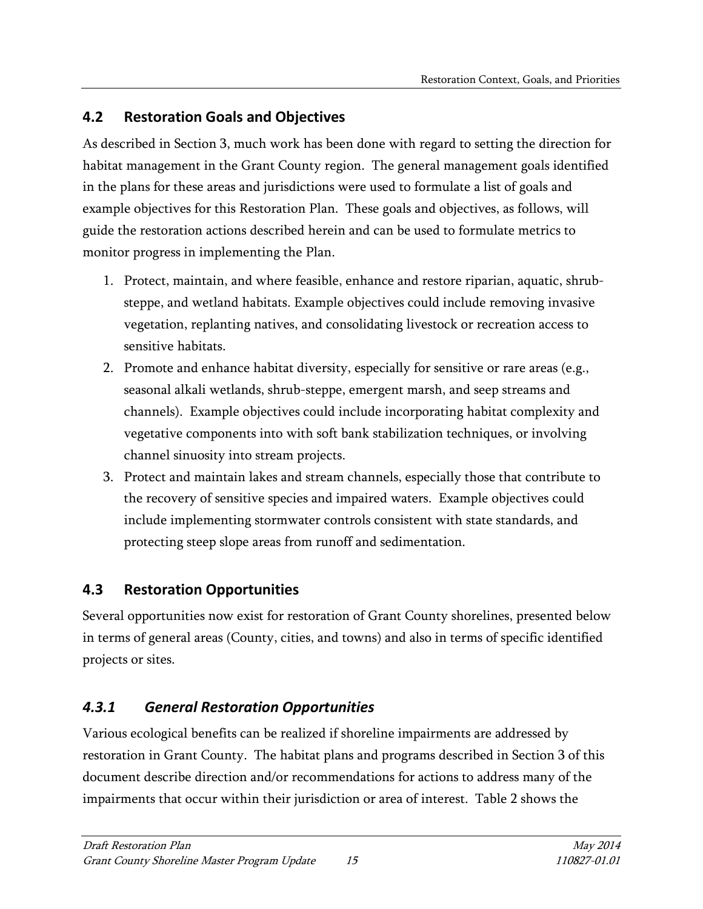## 4.2 Restoration Goals and Objectives

As described in Section 3, much work has been done with regard to setting the direction for habitat management in the Grant County region. The general management goals identified in the plans for these areas and jurisdictions were used to formulate a list of goals and example objectives for this Restoration Plan. These goals and objectives, as follows, will guide the restoration actions described herein and can be used to formulate metrics to monitor progress in implementing the Plan.

1. Protect, maintain, and where feasible, enhance and restore riparian, aquatic, shrub-steppe, and wetland habitats. Example objectives could include removing invasive vegetation, replanting natives, and consolidating livestock or recreation access to sensitive habitats.
2. Promote and enhance habitat diversity, especially for sensitive or rare areas (e.g., seasonal alkali wetlands, shrub-steppe, emergent marsh, and seep streams and channels). Example objectives could include incorporating habitat complexity and vegetative components into with soft bank stabilization techniques, or involving channel sinuosity into stream projects.
3. Protect and maintain lakes and stream channels, especially those that contribute to the recovery of sensitive species and impaired waters. Example objectives could include implementing stormwater controls consistent with state standards, and protecting steep slope areas from runoff and sedimentation.

## 4.3 Restoration Opportunities

Several opportunities now exist for restoration of Grant County shorelines, presented below in terms of general areas (County, cities, and towns) and also in terms of specific identified projects or sites.

### *4.3.1 General Restoration Opportunities*

Various ecological benefits can be realized if shoreline impairments are addressed by restoration in Grant County. The habitat plans and programs described in Section 3 of this document describe direction and/or recommendations for actions to address many of the impairments that occur within their jurisdiction or area of interest. Table 2 shows the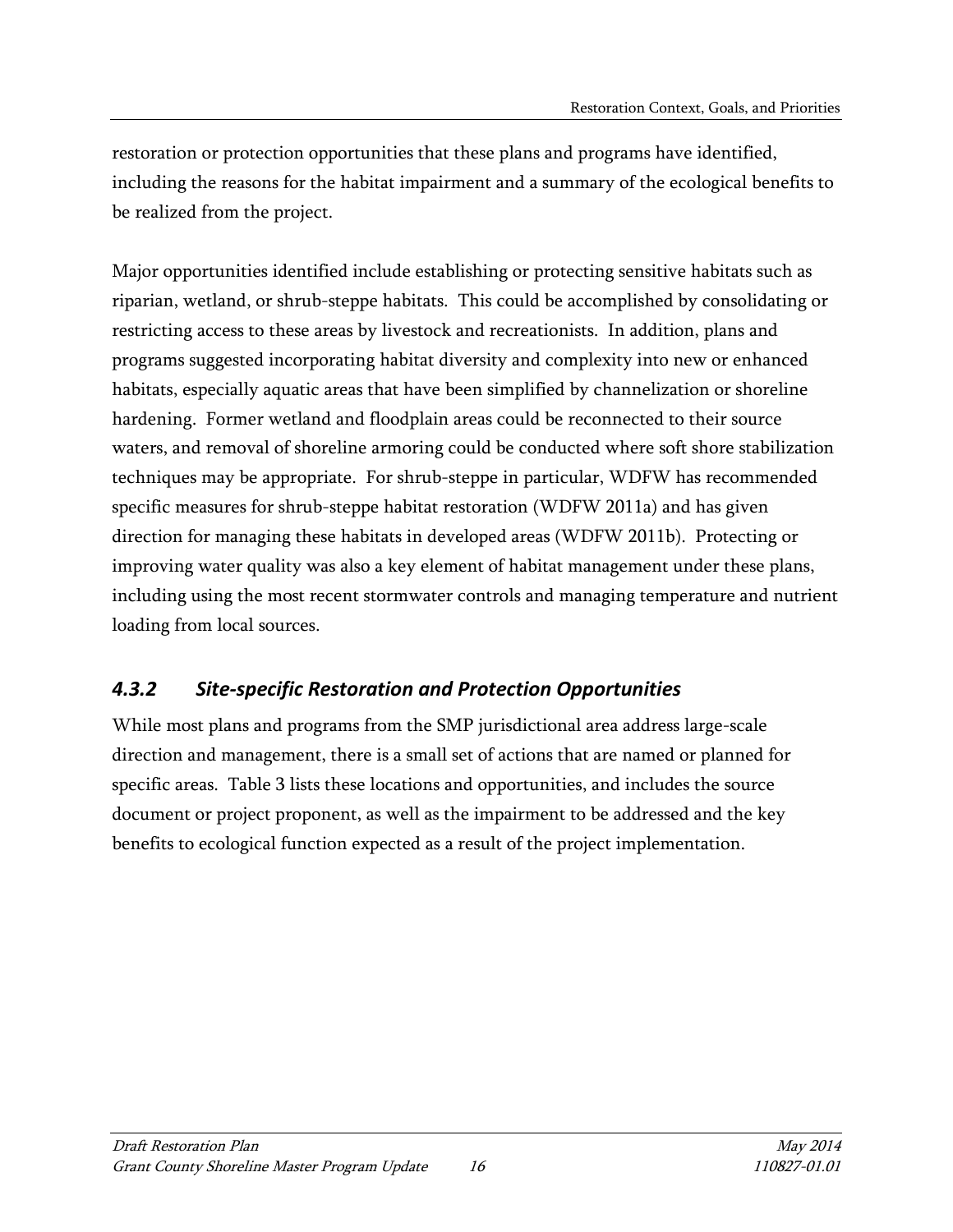restoration or protection opportunities that these plans and programs have identified, including the reasons for the habitat impairment and a summary of the ecological benefits to be realized from the project.

Major opportunities identified include establishing or protecting sensitive habitats such as riparian, wetland, or shrub-steppe habitats. This could be accomplished by consolidating or restricting access to these areas by livestock and recreationists. In addition, plans and programs suggested incorporating habitat diversity and complexity into new or enhanced habitats, especially aquatic areas that have been simplified by channelization or shoreline hardening. Former wetland and floodplain areas could be reconnected to their source waters, and removal of shoreline armoring could be conducted where soft shore stabilization techniques may be appropriate. For shrub-steppe in particular, WDFW has recommended specific measures for shrub-steppe habitat restoration (WDFW 2011a) and has given direction for managing these habitats in developed areas (WDFW 2011b). Protecting or improving water quality was also a key element of habitat management under these plans, including using the most recent stormwater controls and managing temperature and nutrient loading from local sources.

### *4.3.2 Site-specific Restoration and Protection Opportunities*

While most plans and programs from the SMP jurisdictional area address large-scale direction and management, there is a small set of actions that are named or planned for specific areas. Table 3 lists these locations and opportunities, and includes the source document or project proponent, as well as the impairment to be addressed and the key benefits to ecological function expected as a result of the project implementation.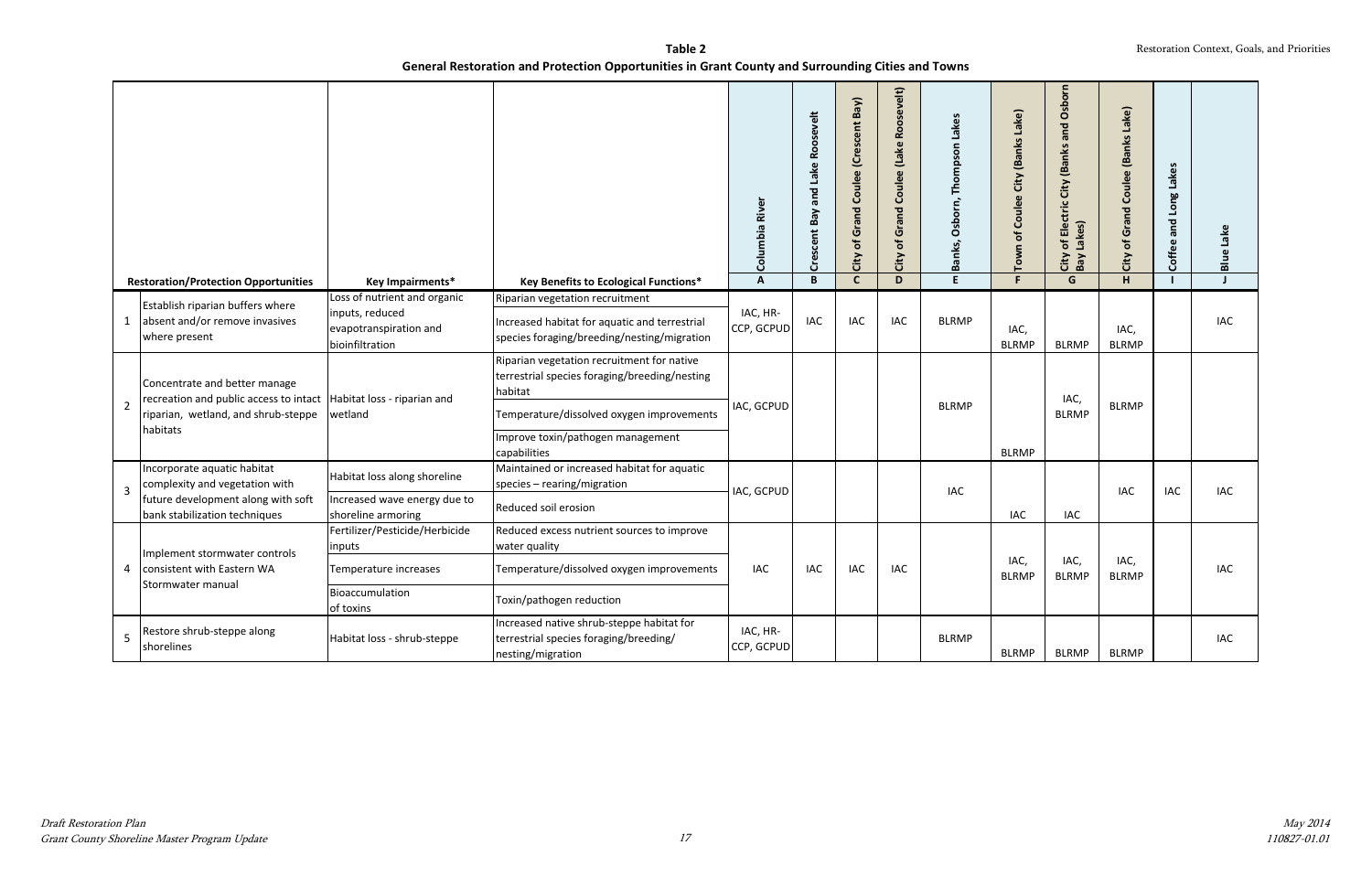**Table 2**
**General Restoration and Protection Opportunities in Grant County and Surrounding Cities and Towns**

| | Restoration/Protection Opportunities | Key Impairments* | Key Benefits to Ecological Functions* | Columbia River | Crescent Bay and Lake Roosevelt | City of Grand Coulee (Crescent Bay) | City of Grand Coulee (Lake Roosevelt) | Banks, Osborn, Thompson Lakes | Town of Coulee City (Banks Lake) | City of Electric City (Banks and Osborn Bay Lakes) | City of Grand Coulee (Banks Lake) | Coffee and Long Lakes | Blue Lake |
|---|---|---|---|---|---|---|---|---|---|---|---|---|---|
| | | | | A | B | C | D | E | F | G | H | I | J |
| 1 | Establish riparian buffers where absent and/or remove invasives where present | Loss of nutrient and organic inputs, reduced evapotranspiration and bioinfiltration | Riparian vegetation recruitment; Increased habitat for aquatic and terrestrial species foraging/breeding/nesting/migration | IAC, HR-CCP, GCPUD | IAC | IAC | IAC | BLRMP | IAC, BLRMP | BLRMP | IAC, BLRMP | | IAC |
| 2 | Concentrate and better manage recreation and public access to intact riparian, wetland, and shrub-steppe habitats | Habitat loss - riparian and wetland | Riparian vegetation recruitment for native terrestrial species foraging/breeding/nesting habitat; Temperature/dissolved oxygen improvements; Improve toxin/pathogen management capabilities | IAC, GCPUD | | | | BLRMP | BLRMP | IAC, BLRMP | BLRMP | | |
| 3 | Incorporate aquatic habitat complexity and vegetation with future development along with soft bank stabilization techniques | Habitat loss along shoreline; Increased wave energy due to shoreline armoring | Maintained or increased habitat for aquatic species – rearing/migration; Reduced soil erosion | IAC, GCPUD | | | | IAC | IAC | IAC | IAC | IAC | IAC |
| 4 | Implement stormwater controls consistent with Eastern WA Stormwater manual | Fertilizer/Pesticide/Herbicide inputs; Temperature increases; Bioaccumulation of toxins | Reduced excess nutrient sources to improve water quality; Temperature/dissolved oxygen improvements; Toxin/pathogen reduction | IAC | IAC | IAC | IAC | | IAC, BLRMP | IAC, BLRMP | IAC, BLRMP | | IAC |
| 5 | Restore shrub-steppe along shorelines | Habitat loss - shrub-steppe | Increased native shrub-steppe habitat for terrestrial species foraging/breeding/ nesting/migration | IAC, HR-CCP, GCPUD | | | | BLRMP | BLRMP | BLRMP | BLRMP | | IAC |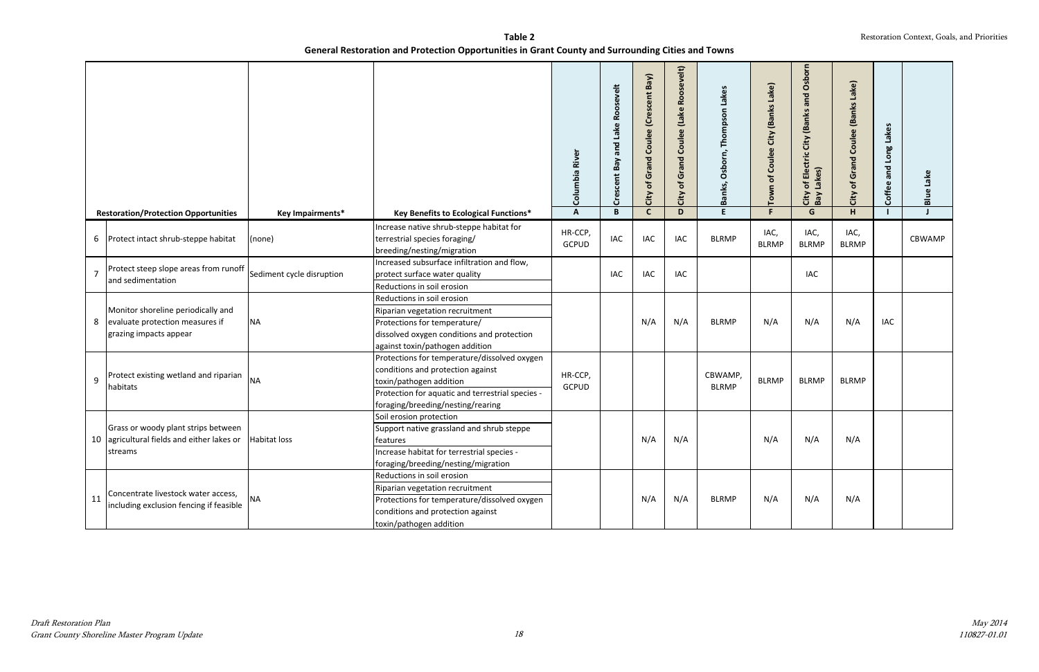**Table 2**
**General Restoration and Protection Opportunities in Grant County and Surrounding Cities and Towns**

| | Restoration/Protection Opportunities | Key Impairments* | Key Benefits to Ecological Functions* | Columbia River | Crescent Bay and Lake Roosevelt | City of Grand Coulee (Crescent Bay) | City of Grand Coulee (Lake Roosevelt) | Banks, Osborn, Thompson Lakes | Town of Coulee City (Banks Lake) | City of Electric City (Banks and Osborn Bay Lakes) | City of Grand Coulee (Banks Lake) | Coffee and Long Lakes | Blue Lake |
|---|---|---|---|---|---|---|---|---|---|---|---|---|---|
| | | | | A | B | C | D | E | F | G | H | I | J |
| 6 | Protect intact shrub-steppe habitat | (none) | Increase native shrub-steppe habitat for terrestrial species foraging/ breeding/nesting/migration | HR-CCP, GCPUD | IAC | IAC | IAC | BLRMP | IAC, BLRMP | IAC, BLRMP | IAC, BLRMP | | CBWAMP |
| 7 | Protect steep slope areas from runoff and sedimentation | Sediment cycle disruption | Increased subsurface infiltration and flow, protect surface water quality<br>Reductions in soil erosion | | IAC | IAC | IAC | | | IAC | | | |
| 8 | Monitor shoreline periodically and evaluate protection measures if grazing impacts appear | NA | Reductions in soil erosion<br>Riparian vegetation recruitment<br>Protections for temperature/ dissolved oxygen conditions and protection against toxin/pathogen addition | | | N/A | N/A | BLRMP | N/A | N/A | N/A | IAC | |
| 9 | Protect existing wetland and riparian habitats | NA | Protections for temperature/dissolved oxygen conditions and protection against toxin/pathogen addition<br>Protection for aquatic and terrestrial species - foraging/breeding/nesting/rearing | HR-CCP, GCPUD | | | | CBWAMP, BLRMP | BLRMP | BLRMP | BLRMP | | |
| 10 | Grass or woody plant strips between agricultural fields and either lakes or streams | Habitat loss | Soil erosion protection<br>Support native grassland and shrub steppe features<br>Increase habitat for terrestrial species - foraging/breeding/nesting/migration | | | N/A | N/A | | N/A | N/A | N/A | | |
| 11 | Concentrate livestock water access, including exclusion fencing if feasible | NA | Reductions in soil erosion<br>Riparian vegetation recruitment<br>Protections for temperature/dissolved oxygen conditions and protection against toxin/pathogen addition | | | N/A | N/A | BLRMP | N/A | N/A | N/A | | |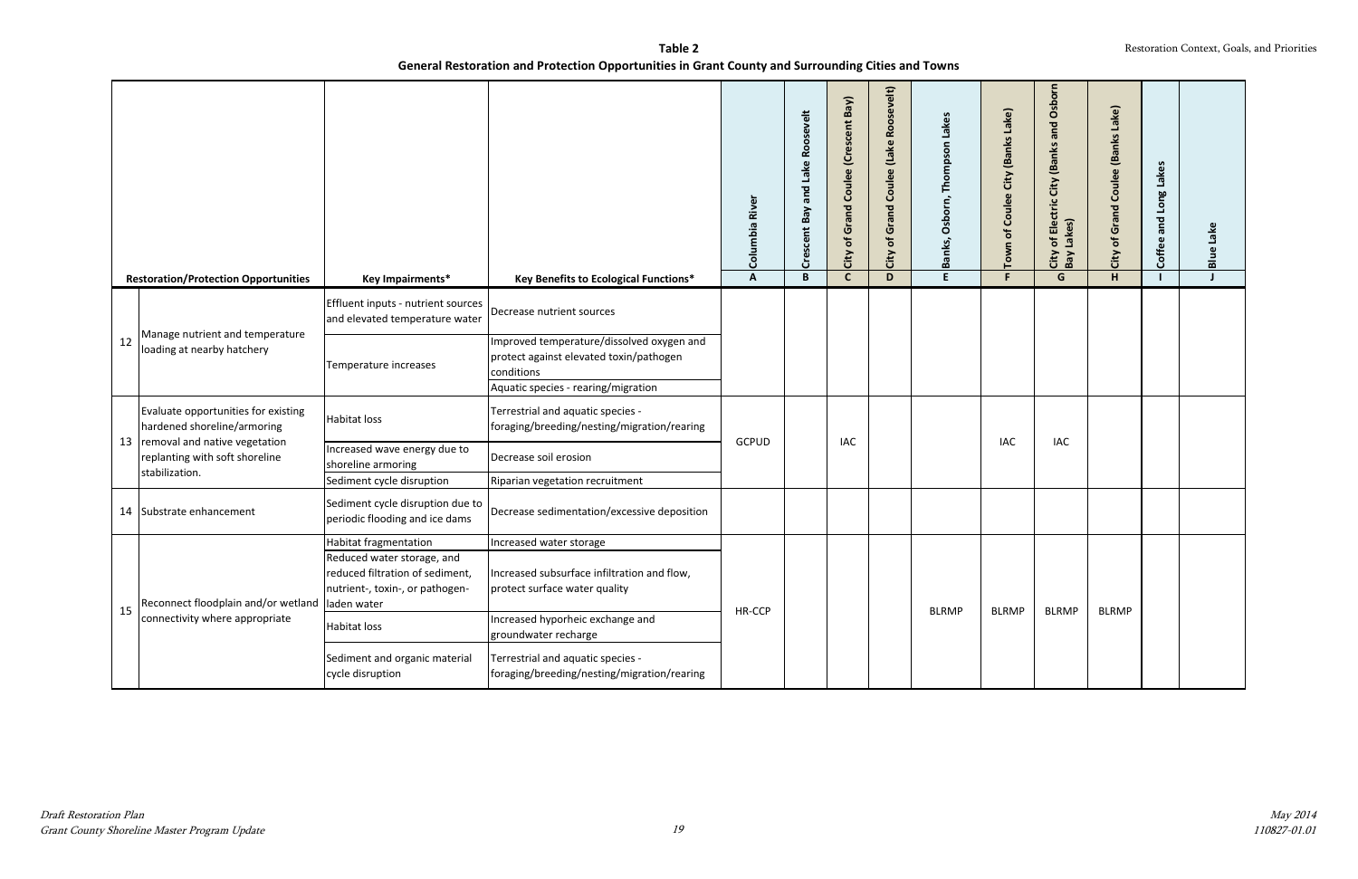**Table 2**
**General Restoration and Protection Opportunities in Grant County and Surrounding Cities and Towns**

| | Restoration/Protection Opportunities | Key Impairments* | Key Benefits to Ecological Functions* | Columbia River | Crescent Bay and Lake Roosevelt | City of Grand Coulee (Crescent Bay) | City of Grand Coulee (Lake Roosevelt) | Banks, Osborn, Thompson Lakes | Town of Coulee City (Banks Lake) | City of Electric City (Banks and Osborn Bay Lakes) | City of Grand Coulee (Banks Lake) | Coffee and Long Lakes | Blue Lake |
|---|---|---|---|---|---|---|---|---|---|---|---|---|---|
| | | | | A | B | C | D | E | F | G | H | I | J |
| 12 | Manage nutrient and temperature loading at nearby hatchery | Effluent inputs - nutrient sources and elevated temperature water | Decrease nutrient sources | | | | | | | | | | |
| | | Temperature increases | Improved temperature/dissolved oxygen and protect against elevated toxin/pathogen conditions | | | | | | | | | | |
| | | | Aquatic species - rearing/migration | | | | | | | | | | |
| 13 | Evaluate opportunities for existing hardened shoreline/armoring removal and native vegetation replanting with soft shoreline stabilization. | Habitat loss | Terrestrial and aquatic species - foraging/breeding/nesting/migration/rearing | GCPUD | | IAC | | | IAC | IAC | | | |
| | | Increased wave energy due to shoreline armoring | Decrease soil erosion | | | | | | | | | | |
| | | Sediment cycle disruption | Riparian vegetation recruitment | | | | | | | | | | |
| 14 | Substrate enhancement | Sediment cycle disruption due to periodic flooding and ice dams | Decrease sedimentation/excessive deposition | | | | | | | | | | |
| 15 | Reconnect floodplain and/or wetland connectivity where appropriate | Habitat fragmentation | Increased water storage | HR-CCP | | | | BLRMP | BLRMP | BLRMP | BLRMP | | |
| | | Reduced water storage, and reduced filtration of sediment, nutrient-, toxin-, or pathogen-laden water | Increased subsurface infiltration and flow, protect surface water quality | | | | | | | | | | |
| | | Habitat loss | Increased hyporheic exchange and groundwater recharge | | | | | | | | | | |
| | | Sediment and organic material cycle disruption | Terrestrial and aquatic species - foraging/breeding/nesting/migration/rearing | | | | | | | | | | |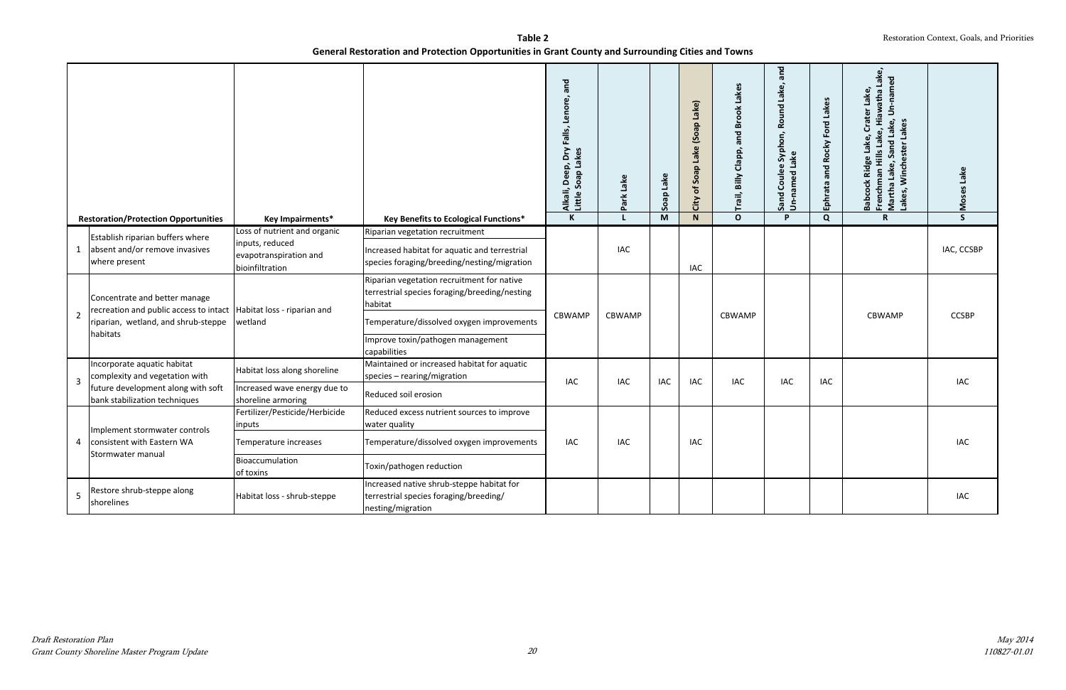**Table 2**
**General Restoration and Protection Opportunities in Grant County and Surrounding Cities and Towns**

| | Restoration/Protection Opportunities | Key Impairments* | Key Benefits to Ecological Functions* | Alkali, Deep, Dry Falls, Lenore, and Little Soap Lakes K | Park Lake L | Soap Lake M | City of Soap Lake (Soap Lake) N | Trail, Billy Clapp, and Brook Lakes O | Sand Coulee Syphon, Round Lake, and Un-named Lake P | Ephrata and Rocky Ford Lakes Q | Babcock Ridge Lake, Crater Lake, Frenchman Hills Lake, Hiawatha Lake, Martha Lake, Sand Lake, Un-named Lakes, Winchester Lakes R | Moses Lake S |
|---|---|---|---|---|---|---|---|---|---|---|---|---|
| 1 | Establish riparian buffers where absent and/or remove invasives where present | Loss of nutrient and organic inputs, reduced evapotranspiration and bioinfiltration | Riparian vegetation recruitment<br>Increased habitat for aquatic and terrestrial species foraging/breeding/nesting/migration | | IAC | | IAC | | | | | IAC, CCSBP |
| 2 | Concentrate and better manage recreation and public access to intact riparian, wetland, and shrub-steppe habitats | Habitat loss - riparian and wetland | Riparian vegetation recruitment for native terrestrial species foraging/breeding/nesting habitat<br>Temperature/dissolved oxygen improvements<br>Improve toxin/pathogen management capabilities | CBWAMP | CBWAMP | | | CBWAMP | | | CBWAMP | CCSBP |
| 3 | Incorporate aquatic habitat complexity and vegetation with future development along with soft bank stabilization techniques | Habitat loss along shoreline<br>Increased wave energy due to shoreline armoring | Maintained or increased habitat for aquatic species – rearing/migration<br>Reduced soil erosion | IAC | IAC | IAC | IAC | IAC | IAC | IAC | | IAC |
| 4 | Implement stormwater controls consistent with Eastern WA Stormwater manual | Fertilizer/Pesticide/Herbicide inputs<br>Temperature increases<br>Bioaccumulation of toxins | Reduced excess nutrient sources to improve water quality<br>Temperature/dissolved oxygen improvements<br>Toxin/pathogen reduction | IAC | IAC | | IAC | | | | | IAC |
| 5 | Restore shrub-steppe along shorelines | Habitat loss - shrub-steppe | Increased native shrub-steppe habitat for terrestrial species foraging/breeding/nesting/migration | | | | | | | | | IAC |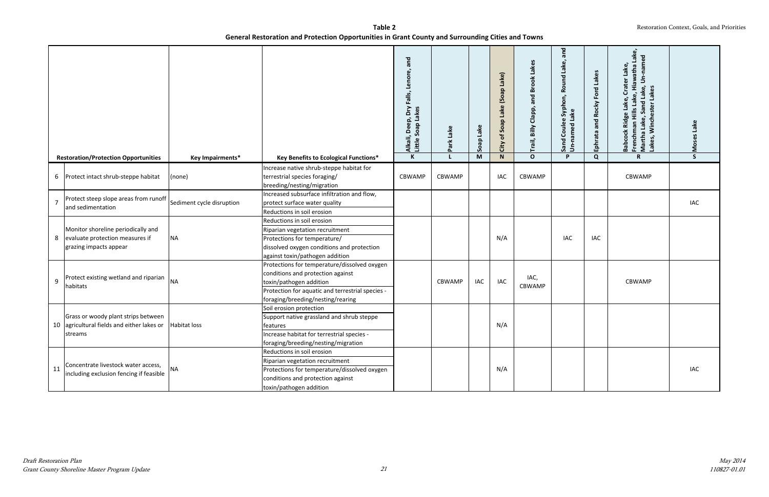**Table 2**
**General Restoration and Protection Opportunities in Grant County and Surrounding Cities and Towns**

| | Restoration/Protection Opportunities | Key Impairments* | Key Benefits to Ecological Functions* | Alkali, Deep, Dry Falls, Lenore, and Little Soap Lakes | Park Lake | Soap Lake | City of Soap Lake (Soap Lake) | Trail, Billy Clapp, and Brook Lakes | Sand Coulee Syphon, Round Lake, and Un-named Lake | Ephrata and Rocky Ford Lakes | Babcock Ridge Lake, Crater Lake, Frenchman Hills Lake, Hiawatha Lake, Martha Lake, Sand Lake, Un-named Lakes, Winchester Lakes | Moses Lake |
|---|---|---|---|---|---|---|---|---|---|---|---|---|
| | | | | K | L | M | N | O | P | Q | R | S |
| 6 | Protect intact shrub-steppe habitat | (none) | Increase native shrub-steppe habitat for terrestrial species foraging/ breeding/nesting/migration | CBWAMP | CBWAMP | | IAC | CBWAMP | | | CBWAMP | |
| 7 | Protect steep slope areas from runoff and sedimentation | Sediment cycle disruption | Increased subsurface infiltration and flow, protect surface water quality<br>Reductions in soil erosion | | | | | | | | | IAC |
| 8 | Monitor shoreline periodically and evaluate protection measures if grazing impacts appear | NA | Reductions in soil erosion<br>Riparian vegetation recruitment<br>Protections for temperature/ dissolved oxygen conditions and protection against toxin/pathogen addition | | | | N/A | | IAC | IAC | | |
| 9 | Protect existing wetland and riparian habitats | NA | Protections for temperature/dissolved oxygen conditions and protection against toxin/pathogen addition<br>Protection for aquatic and terrestrial species - foraging/breeding/nesting/rearing | | CBWAMP | IAC | IAC | IAC, CBWAMP | | | CBWAMP | |
| 10 | Grass or woody plant strips between agricultural fields and either lakes or streams | Habitat loss | Soil erosion protection<br>Support native grassland and shrub steppe features<br>Increase habitat for terrestrial species - foraging/breeding/nesting/migration | | | | N/A | | | | | |
| 11 | Concentrate livestock water access, including exclusion fencing if feasible | NA | Reductions in soil erosion<br>Riparian vegetation recruitment<br>Protections for temperature/dissolved oxygen conditions and protection against toxin/pathogen addition | | | | N/A | | | | | IAC |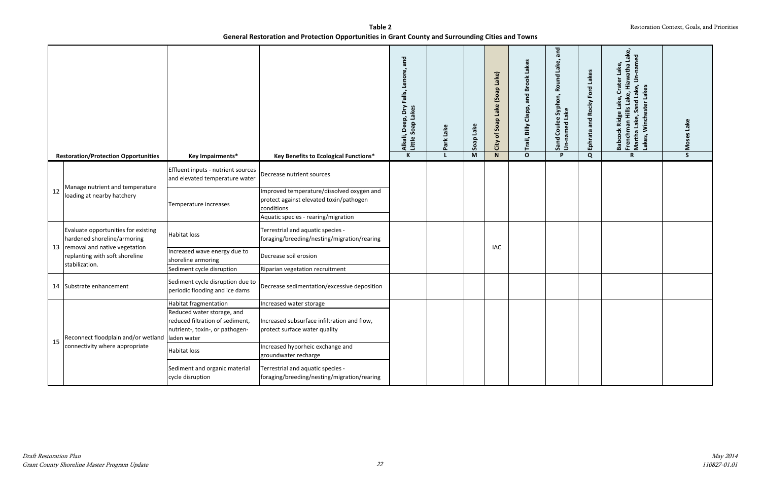**Table 2**
**General Restoration and Protection Opportunities in Grant County and Surrounding Cities and Towns**

| | Restoration/Protection Opportunities | Key Impairments* | Key Benefits to Ecological Functions* | Alkali, Deep, Dry Falls, Lenore, and Little Soap Lakes | Park Lake | Soap Lake | City of Soap Lake (Soap Lake) | Trail, Billy Clapp, and Brook Lakes | Sand Coulee Syphon, Round Lake, and Un-named Lake | Ephrata and Rocky Ford Lakes | Babcock Ridge Lake, Crater Lake, Frenchman Hills Lake, Hiawatha Lake, Martha Lake, Sand Lake, Un-named Lakes, Winchester Lakes | Moses Lake |
|---|---|---|---|---|---|---|---|---|---|---|---|---|
| | | | | K | L | M | N | O | P | Q | R | S |
| 12 | Manage nutrient and temperature loading at nearby hatchery | Effluent inputs - nutrient sources and elevated temperature water | Decrease nutrient sources | | | | | | | | | |
| | | Temperature increases | Improved temperature/dissolved oxygen and protect against elevated toxin/pathogen conditions | | | | | | | | | |
| | | | Aquatic species - rearing/migration | | | | | | | | | |
| 13 | Evaluate opportunities for existing hardened shoreline/armoring removal and native vegetation replanting with soft shoreline stabilization. | Habitat loss | Terrestrial and aquatic species - foraging/breeding/nesting/migration/rearing | | | | IAC | | | | | |
| | | Increased wave energy due to shoreline armoring | Decrease soil erosion | | | | | | | | | |
| | | Sediment cycle disruption | Riparian vegetation recruitment | | | | | | | | | |
| 14 | Substrate enhancement | Sediment cycle disruption due to periodic flooding and ice dams | Decrease sedimentation/excessive deposition | | | | | | | | | |
| 15 | Reconnect floodplain and/or wetland connectivity where appropriate | Habitat fragmentation | Increased water storage | | | | | | | | | |
| | | Reduced water storage, and reduced filtration of sediment, nutrient-, toxin-, or pathogen-laden water | Increased subsurface infiltration and flow, protect surface water quality | | | | | | | | | |
| | | Habitat loss | Increased hyporheic exchange and groundwater recharge | | | | | | | | | |
| | | Sediment and organic material cycle disruption | Terrestrial and aquatic species - foraging/breeding/nesting/migration/rearing | | | | | | | | | |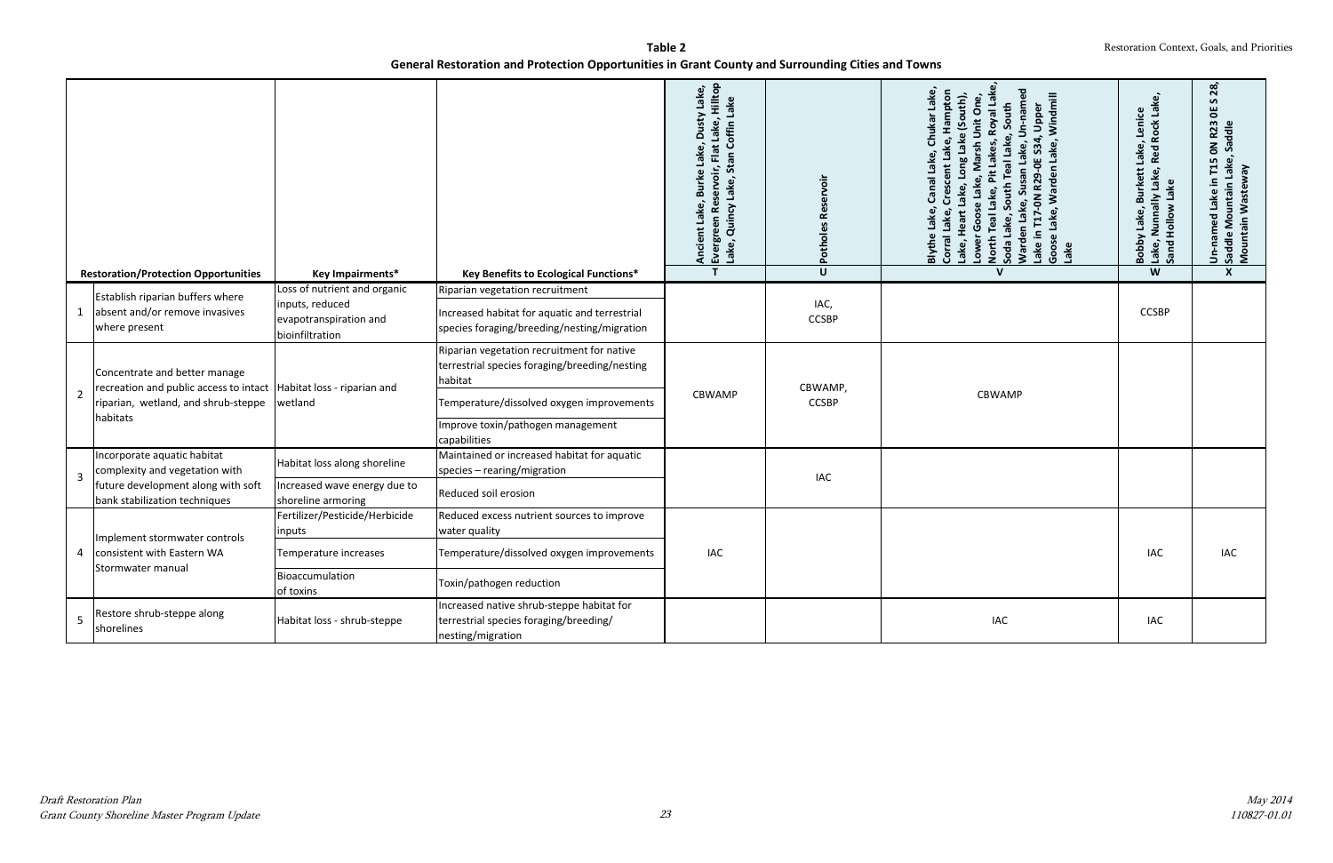**Table 2**
**General Restoration and Protection Opportunities in Grant County and Surrounding Cities and Towns**

| | Restoration/Protection Opportunities | Key Impairments* | Key Benefits to Ecological Functions* | Ancient Lake, Burke Lake, Dusty Lake, Evergreen Reservoir, Flat Lake, Hilltop Lake, Quincy Lake, Stan Coffin Lake | Potholes Reservoir | Blythe Lake, Canal Lake, Chukar Lake, Corral Lake, Crescent Lake, Hampton Lake, Heart Lake, Long Lake (South), Lower Goose Lake, Marsh Unit One, North Teal Lake, Pit Lakes, Royal Lake, Soda Lake, South Teal Lake, South Warden Lake, Susan Lake, Un-named Lake in T17-0N R29-0E S34, Upper Goose Lake, Warden Lake, Windmill Lake | Bobby Lake, Burkett Lake, Lenice Lake, Nunnally Lake, Red Rock Lake, Sand Hollow Lake | Un-named Lake in T15 0N R23 0E S 28, Saddle Mountain Lake, Saddle Mountain Wasteway |
|---|---|---|---|---|---|---|---|---|
| | | | | T | U | V | W | X |
| 1 | Establish riparian buffers where absent and/or remove invasives where present | Loss of nutrient and organic inputs, reduced evapotranspiration and bioinfiltration | Riparian vegetation recruitment | | IAC, CCSBP | | CCSBP | |
| | | | Increased habitat for aquatic and terrestrial species foraging/breeding/nesting/migration | | | | | |
| 2 | Concentrate and better manage recreation and public access to intact riparian, wetland, and shrub-steppe habitats | Habitat loss - riparian and wetland | Riparian vegetation recruitment for native terrestrial species foraging/breeding/nesting habitat | CBWAMP | CBWAMP, CCSBP | CBWAMP | | |
| | | | Temperature/dissolved oxygen improvements | | | | | |
| | | | Improve toxin/pathogen management capabilities | | | | | |
| 3 | Incorporate aquatic habitat complexity and vegetation with future development along with soft bank stabilization techniques | Habitat loss along shoreline | Maintained or increased habitat for aquatic species – rearing/migration | | IAC | | | |
| | | Increased wave energy due to shoreline armoring | Reduced soil erosion | | | | | |
| 4 | Implement stormwater controls consistent with Eastern WA Stormwater manual | Fertilizer/Pesticide/Herbicide inputs | Reduced excess nutrient sources to improve water quality | IAC | | | IAC | IAC |
| | | Temperature increases | Temperature/dissolved oxygen improvements | | | | | |
| | | Bioaccumulation of toxins | Toxin/pathogen reduction | | | | | |
| 5 | Restore shrub-steppe along shorelines | Habitat loss - shrub-steppe | Increased native shrub-steppe habitat for terrestrial species foraging/breeding/nesting/migration | | | IAC | IAC | |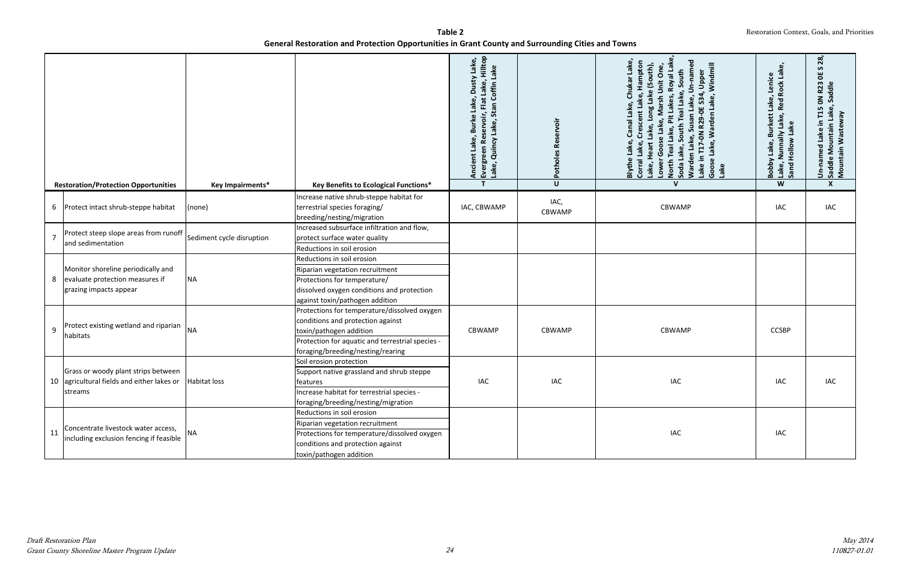**Table 2**
**General Restoration and Protection Opportunities in Grant County and Surrounding Cities and Towns**

| | Restoration/Protection Opportunities | Key Impairments* | Key Benefits to Ecological Functions* | Ancient Lake, Burke Lake, Dusty Lake, Evergreen Reservoir, Flat Lake, Hilltop Lake, Quincy Lake, Stan Coffin Lake | Potholes Reservoir | Blythe Lake, Canal Lake, Chukar Lake, Corral Lake, Crescent Lake, Hampton Lake, Heart Lake, Long Lake (South), Lower Goose Lake, Marsh Unit One, North Teal Lake, Pit Lakes, Royal Lake, Soda Lake, South Teal Lake, South Warden Lake, Susan Lake, Un-named Lake in T17-0N R29-0E S34, Upper Goose Lake, Warden Lake, Windmill Lake | Bobby Lake, Burkett Lake, Lenice Lake, Nunnally Lake, Red Rock Lake, Sand Hollow Lake | Un-named Lake in T15 0N R23 0E S 28, Saddle Mountain Lake, Saddle Mountain Wasteway |
|---|---|---|---|---|---|---|---|---|
| | | | | T | U | V | W | X |
| 6 | Protect intact shrub-steppe habitat | (none) | Increase native shrub-steppe habitat for terrestrial species foraging/ breeding/nesting/migration | IAC, CBWAMP | IAC, CBWAMP | CBWAMP | IAC | IAC |
| 7 | Protect steep slope areas from runoff and sedimentation | Sediment cycle disruption | Increased subsurface infiltration and flow, protect surface water quality<br>Reductions in soil erosion | | | | | |
| 8 | Monitor shoreline periodically and evaluate protection measures if grazing impacts appear | NA | Reductions in soil erosion<br>Riparian vegetation recruitment<br>Protections for temperature/ dissolved oxygen conditions and protection against toxin/pathogen addition | | | | | |
| 9 | Protect existing wetland and riparian habitats | NA | Protections for temperature/dissolved oxygen conditions and protection against toxin/pathogen addition<br>Protection for aquatic and terrestrial species - foraging/breeding/nesting/rearing | CBWAMP | CBWAMP | CBWAMP | CCSBP | |
| 10 | Grass or woody plant strips between agricultural fields and either lakes or streams | Habitat loss | Soil erosion protection<br>Support native grassland and shrub steppe features<br>Increase habitat for terrestrial species - foraging/breeding/nesting/migration | IAC | IAC | IAC | IAC | IAC |
| 11 | Concentrate livestock water access, including exclusion fencing if feasible | NA | Reductions in soil erosion<br>Riparian vegetation recruitment<br>Protections for temperature/dissolved oxygen conditions and protection against toxin/pathogen addition | | | IAC | IAC | |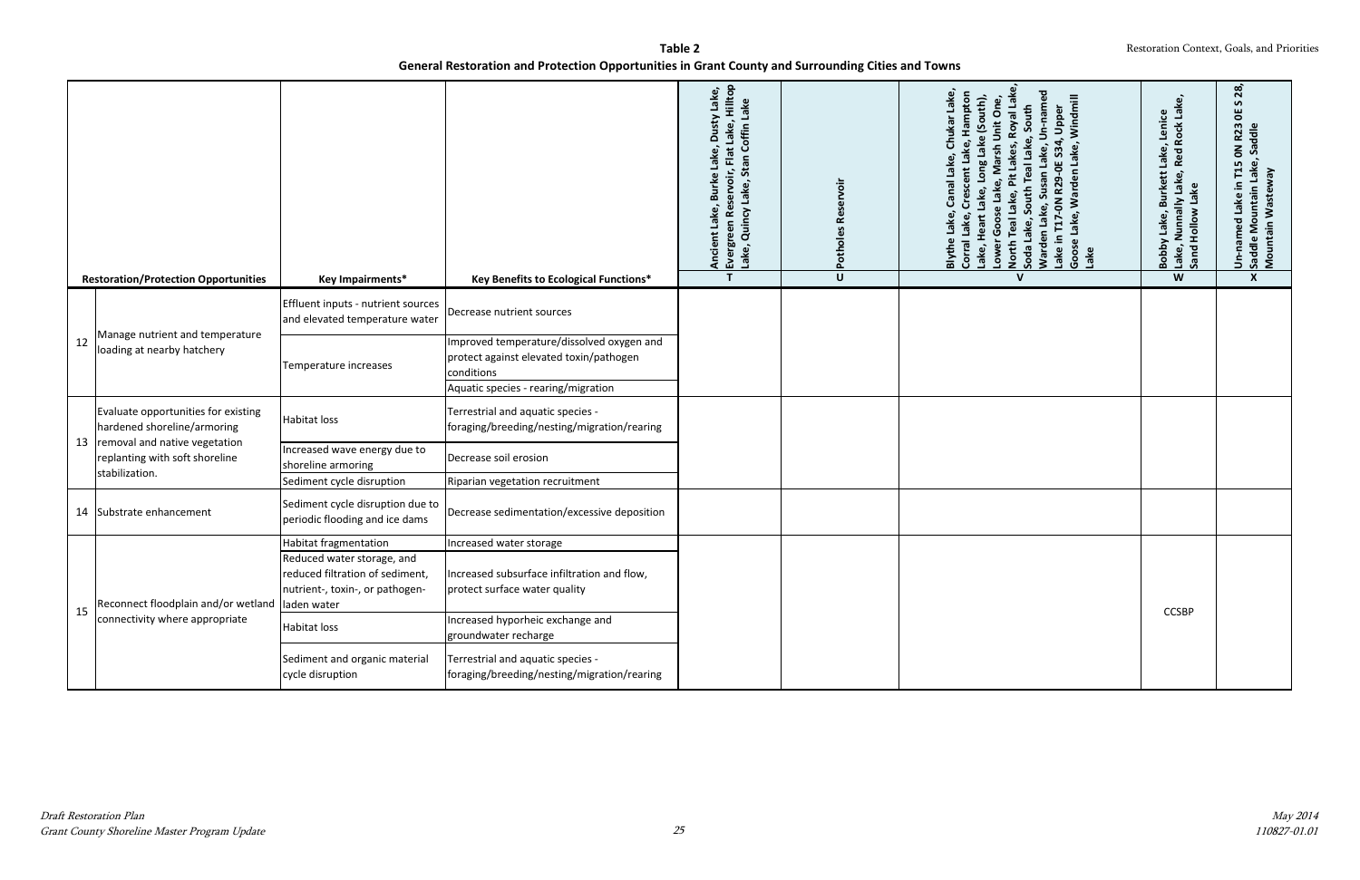**Table 2**
**General Restoration and Protection Opportunities in Grant County and Surrounding Cities and Towns**

| | Restoration/Protection Opportunities | Key Impairments* | Key Benefits to Ecological Functions* | Ancient Lake, Burke Lake, Dusty Lake, Evergreen Reservoir, Flat Lake, Hilltop Lake, Quincy Lake, Stan Coffin Lake | Potholes Reservoir | Blythe Lake, Canal Lake, Chukar Lake, Corral Lake, Crescent Lake, Hampton Lake, Heart Lake, Long Lake (South), Lower Goose Lake, Marsh Unit One, North Teal Lake, Pit Lakes, Royal Lake, Soda Lake, South Teal Lake, South Warden Lake, Susan Lake, Un-named Lake in T17-0N R29-0E S34, Upper Goose Lake, Warden Lake, Windmill Lake | Bobby Lake, Burkett Lake, Lenice Lake, Nunnally Lake, Red Rock Lake, Sand Hollow Lake | Un-named Lake in T15 0N R23 0E S 28, Saddle Mountain Lake, Saddle Mountain Wasteway |
|---|---|---|---|---|---|---|---|---|
| | | | | T | U | V | W | X |
| 12 | Manage nutrient and temperature loading at nearby hatchery | Effluent inputs - nutrient sources and elevated temperature water | Decrease nutrient sources | | | | | |
| | | Temperature increases | Improved temperature/dissolved oxygen and protect against elevated toxin/pathogen conditions | | | | | |
| | | | Aquatic species - rearing/migration | | | | | |
| 13 | Evaluate opportunities for existing hardened shoreline/armoring removal and native vegetation replanting with soft shoreline stabilization. | Habitat loss | Terrestrial and aquatic species - foraging/breeding/nesting/migration/rearing | | | | | |
| | | Increased wave energy due to shoreline armoring | Decrease soil erosion | | | | | |
| | | Sediment cycle disruption | Riparian vegetation recruitment | | | | | |
| 14 | Substrate enhancement | Sediment cycle disruption due to periodic flooding and ice dams | Decrease sedimentation/excessive deposition | | | | | |
| 15 | Reconnect floodplain and/or wetland connectivity where appropriate | Habitat fragmentation | Increased water storage | | | | CCSBP | |
| | | Reduced water storage, and reduced filtration of sediment, nutrient-, toxin-, or pathogen-laden water | Increased subsurface infiltration and flow, protect surface water quality | | | | | |
| | | Habitat loss | Increased hyporheic exchange and groundwater recharge | | | | | |
| | | Sediment and organic material cycle disruption | Terrestrial and aquatic species - foraging/breeding/nesting/migration/rearing | | | | | |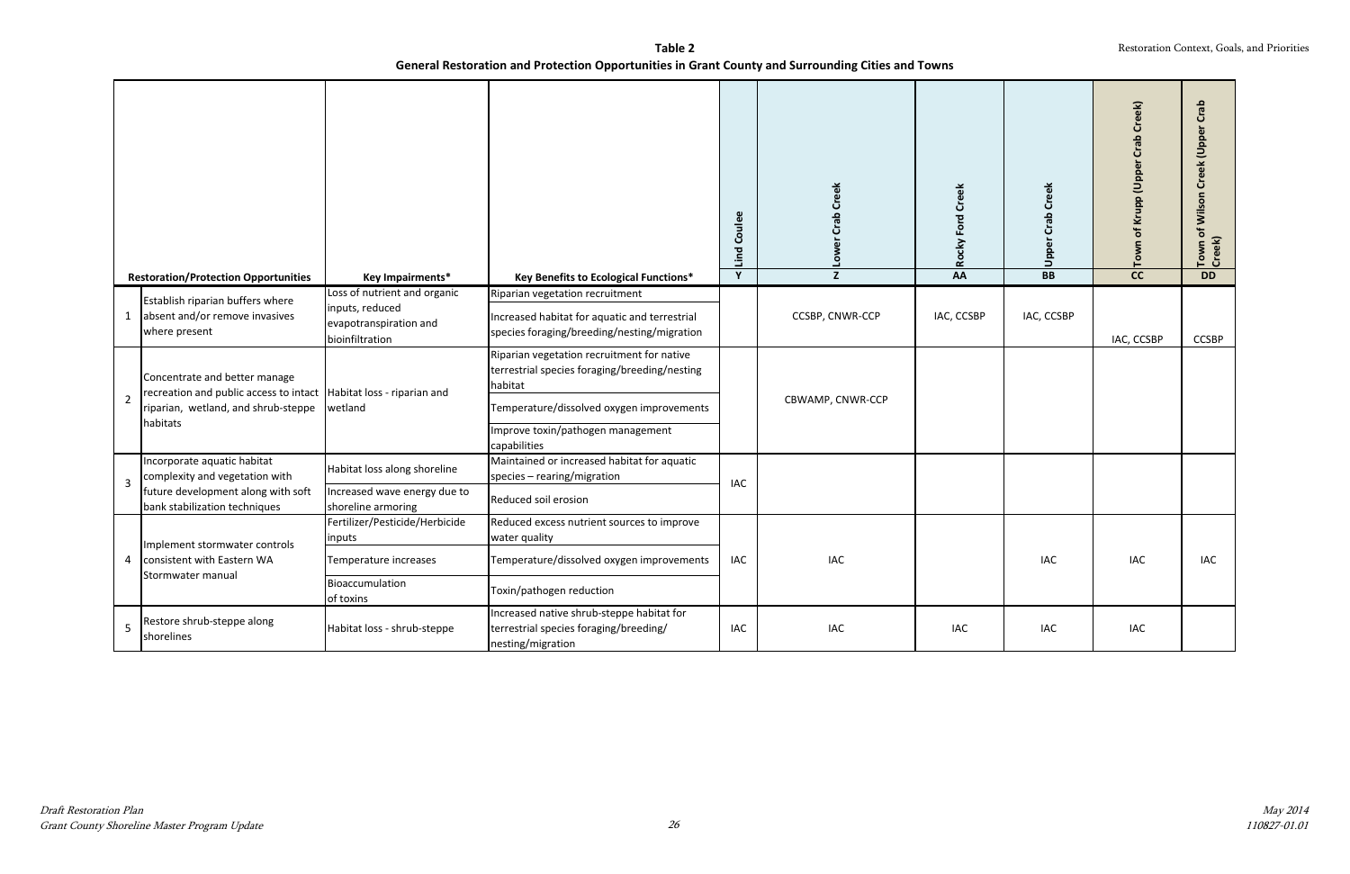**Table 2**
**General Restoration and Protection Opportunities in Grant County and Surrounding Cities and Towns**

| | Restoration/Protection Opportunities | Key Impairments* | Key Benefits to Ecological Functions* | Lind Coulee | Lower Crab Creek | Rocky Ford Creek | Upper Crab Creek | Town of Krupp (Upper Crab Creek) | Town of Wilson Creek (Upper Crab Creek) |
|---|---|---|---|---|---|---|---|---|---|
| | | | | Y | Z | AA | BB | CC | DD |
| 1 | Establish riparian buffers where absent and/or remove invasives where present | Loss of nutrient and organic inputs, reduced evapotranspiration and bioinfiltration | Riparian vegetation recruitment<br>Increased habitat for aquatic and terrestrial species foraging/breeding/nesting/migration | | CCSBP, CNWR-CCP | IAC, CCSBP | IAC, CCSBP | IAC, CCSBP | CCSBP |
| 2 | Concentrate and better manage recreation and public access to intact riparian, wetland, and shrub-steppe habitats | Habitat loss - riparian and wetland | Riparian vegetation recruitment for native terrestrial species foraging/breeding/nesting habitat<br>Temperature/dissolved oxygen improvements<br>Improve toxin/pathogen management capabilities | | CBWAMP, CNWR-CCP | | | | |
| 3 | Incorporate aquatic habitat complexity and vegetation with future development along with soft bank stabilization techniques | Habitat loss along shoreline<br>Increased wave energy due to shoreline armoring | Maintained or increased habitat for aquatic species – rearing/migration<br>Reduced soil erosion | IAC | | | | | |
| 4 | Implement stormwater controls consistent with Eastern WA Stormwater manual | Fertilizer/Pesticide/Herbicide inputs<br>Temperature increases<br>Bioaccumulation of toxins | Reduced excess nutrient sources to improve water quality<br>Temperature/dissolved oxygen improvements<br>Toxin/pathogen reduction | IAC | IAC | | IAC | IAC | IAC |
| 5 | Restore shrub-steppe along shorelines | Habitat loss - shrub-steppe | Increased native shrub-steppe habitat for terrestrial species foraging/breeding/nesting/migration | IAC | IAC | IAC | IAC | IAC | |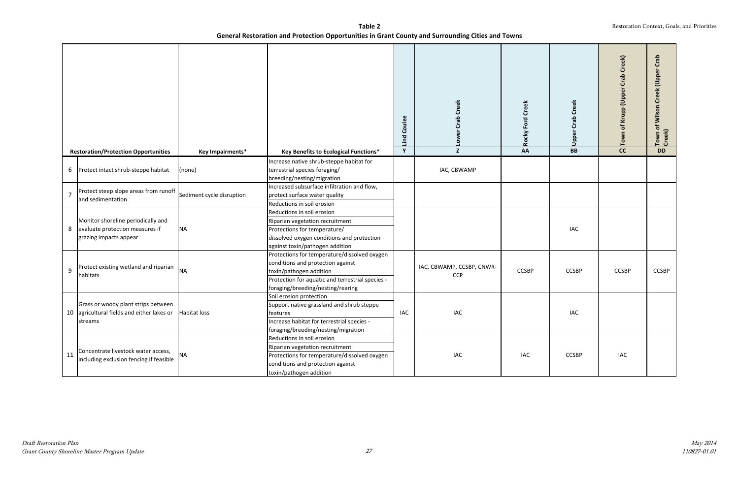**Table 2**
**General Restoration and Protection Opportunities in Grant County and Surrounding Cities and Towns**

| | Restoration/Protection Opportunities | Key Impairments* | Key Benefits to Ecological Functions* | Lind Coulee<br>Y | Lower Crab Creek<br>Z | Rocky Ford Creek<br>AA | Upper Crab Creek<br>BB | Town of Krupp (Upper Crab Creek)<br>CC | Town of Wilson Creek (Upper Crab Creek)<br>DD |
|---|---|---|---|---|---|---|---|---|---|
| 6 | Protect intact shrub-steppe habitat | (none) | Increase native shrub-steppe habitat for terrestrial species foraging/ breeding/nesting/migration | | IAC, CBWAMP | | | | |
| 7 | Protect steep slope areas from runoff and sedimentation | Sediment cycle disruption | Increased subsurface infiltration and flow, protect surface water quality<br>Reductions in soil erosion | | | | | | |
| 8 | Monitor shoreline periodically and evaluate protection measures if grazing impacts appear | NA | Reductions in soil erosion<br>Riparian vegetation recruitment<br>Protections for temperature/ dissolved oxygen conditions and protection against toxin/pathogen addition | | | | IAC | | |
| 9 | Protect existing wetland and riparian habitats | NA | Protections for temperature/dissolved oxygen conditions and protection against toxin/pathogen addition<br>Protection for aquatic and terrestrial species - foraging/breeding/nesting/rearing | | IAC, CBWAMP, CCSBP, CNWR-CCP | CCSBP | CCSBP | CCSBP | CCSBP |
| 10 | Grass or woody plant strips between agricultural fields and either lakes or streams | Habitat loss | Soil erosion protection<br>Support native grassland and shrub steppe features<br>Increase habitat for terrestrial species - foraging/breeding/nesting/migration | IAC | IAC | | IAC | | |
| 11 | Concentrate livestock water access, including exclusion fencing if feasible | NA | Reductions in soil erosion<br>Riparian vegetation recruitment<br>Protections for temperature/dissolved oxygen conditions and protection against toxin/pathogen addition | | IAC | IAC | CCSBP | IAC | |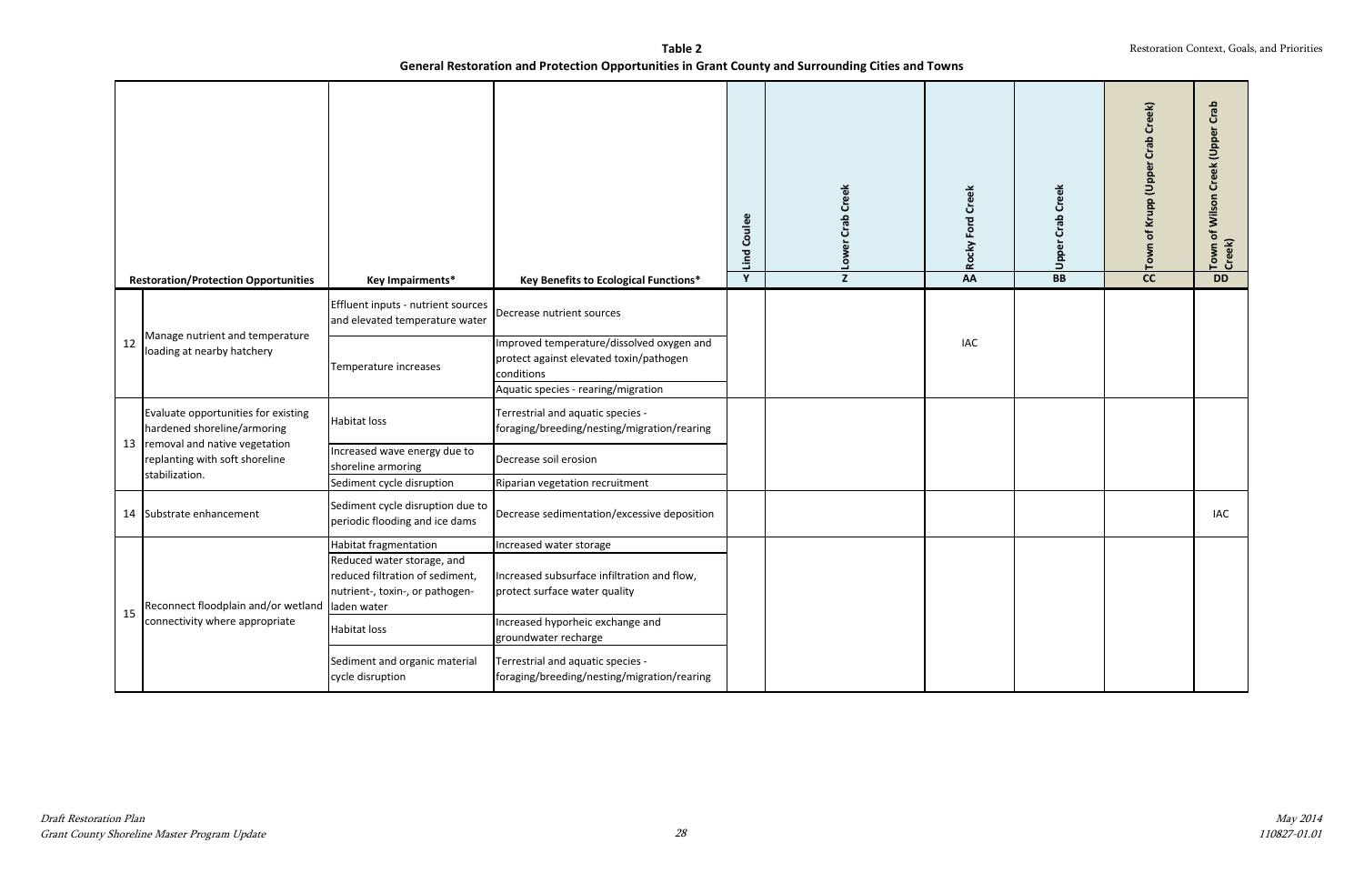**Table 2**
**General Restoration and Protection Opportunities in Grant County and Surrounding Cities and Towns**

| | Restoration/Protection Opportunities | Key Impairments* | Key Benefits to Ecological Functions* | Lind Coulee | Lower Crab Creek | Rocky Ford Creek | Upper Crab Creek | Town of Krupp (Upper Crab Creek) | Town of Wilson Creek (Upper Crab Creek) |
|---|---|---|---|---|---|---|---|---|---|
| | | | | Y | Z | AA | BB | CC | DD |
| 12 | Manage nutrient and temperature loading at nearby hatchery | Effluent inputs - nutrient sources and elevated temperature water | Decrease nutrient sources | | | IAC | | | |
| | | Temperature increases | Improved temperature/dissolved oxygen and protect against elevated toxin/pathogen conditions | | | | | | |
| | | | Aquatic species - rearing/migration | | | | | | |
| 13 | Evaluate opportunities for existing hardened shoreline/armoring removal and native vegetation replanting with soft shoreline stabilization. | Habitat loss | Terrestrial and aquatic species - foraging/breeding/nesting/migration/rearing | | | | | | |
| | | Increased wave energy due to shoreline armoring | Decrease soil erosion | | | | | | |
| | | Sediment cycle disruption | Riparian vegetation recruitment | | | | | | |
| 14 | Substrate enhancement | Sediment cycle disruption due to periodic flooding and ice dams | Decrease sedimentation/excessive deposition | | | | | | IAC |
| 15 | Reconnect floodplain and/or wetland connectivity where appropriate | Habitat fragmentation | Increased water storage | | | | | | |
| | | Reduced water storage, and reduced filtration of sediment, nutrient-, toxin-, or pathogen-laden water | Increased subsurface infiltration and flow, protect surface water quality | | | | | | |
| | | Habitat loss | Increased hyporheic exchange and groundwater recharge | | | | | | |
| | | Sediment and organic material cycle disruption | Terrestrial and aquatic species - foraging/breeding/nesting/migration/rearing | | | | | | |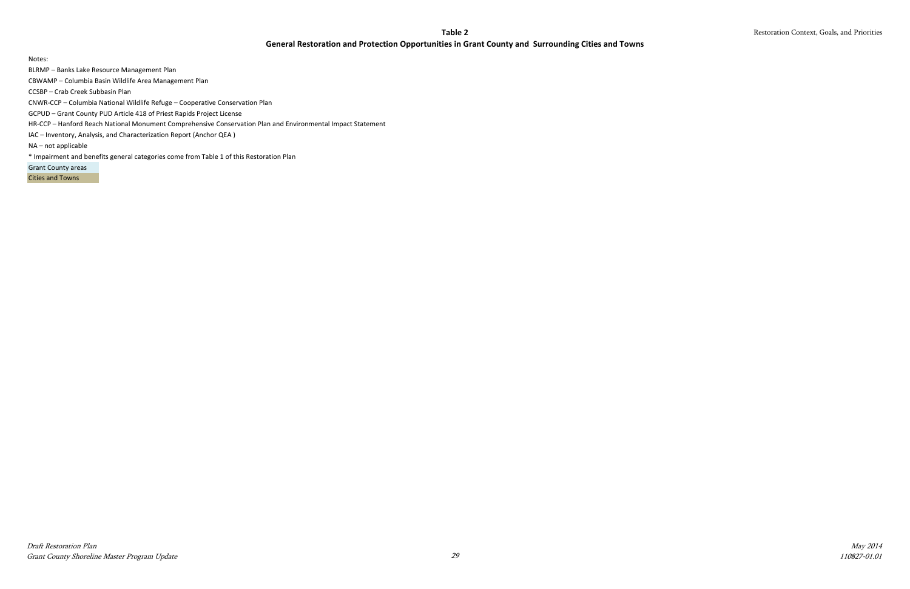**Table 2**

**General Restoration and Protection Opportunities in Grant County and Surrounding Cities and Towns**

Notes:

BLRMP – Banks Lake Resource Management Plan

CBWAMP – Columbia Basin Wildlife Area Management Plan

CCSBP – Crab Creek Subbasin Plan

CNWR-CCP – Columbia National Wildlife Refuge – Cooperative Conservation Plan

GCPUD – Grant County PUD Article 418 of Priest Rapids Project License

HR-CCP – Hanford Reach National Monument Comprehensive Conservation Plan and Environmental Impact Statement

IAC – Inventory, Analysis, and Characterization Report (Anchor QEA )

NA – not applicable

* Impairment and benefits general categories come from Table 1 of this Restoration Plan

Grant County areas

Cities and Towns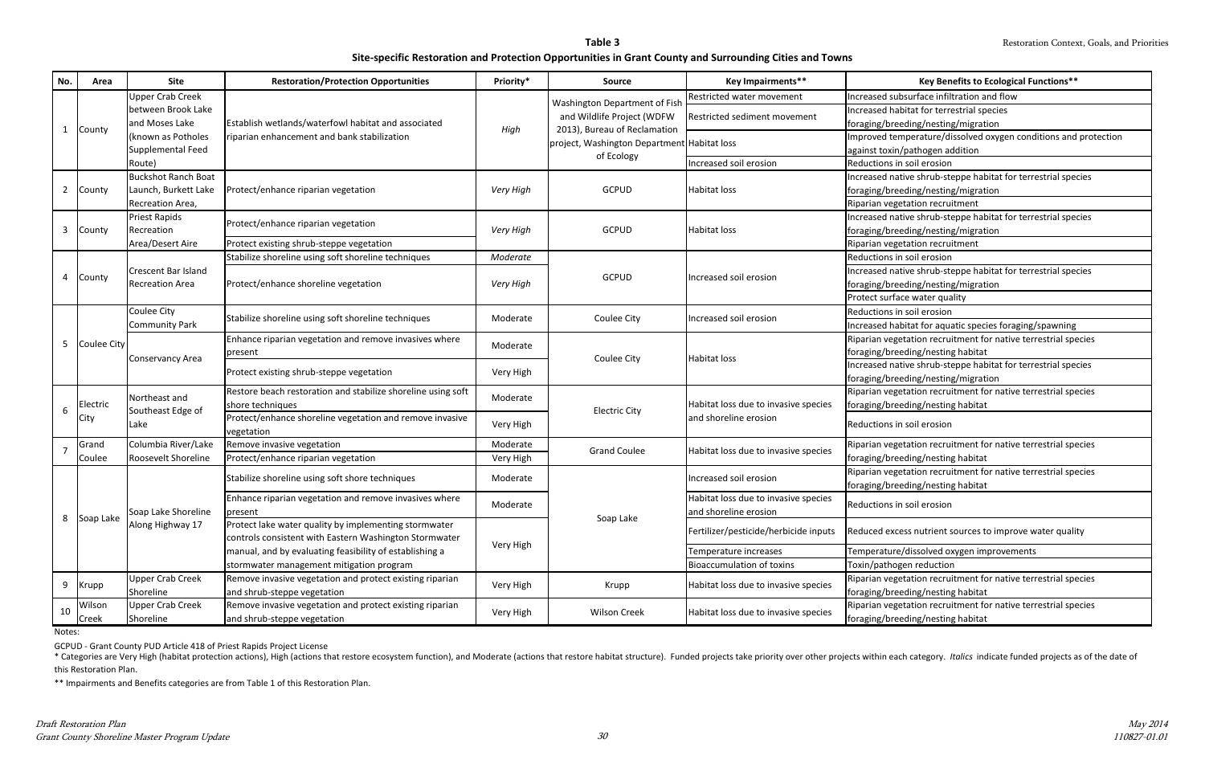**Table 3**

**Site-specific Restoration and Protection Opportunities in Grant County and Surrounding Cities and Towns**

| No. | Area | Site | Restoration/Protection Opportunities | Priority* | Source | Key Impairments** | Key Benefits to Ecological Functions** |
|---|---|---|---|---|---|---|---|
| 1 | County | Upper Crab Creek between Brook Lake and Moses Lake (known as Potholes Supplemental Feed Route) | Establish wetlands/waterfowl habitat and associated riparian enhancement and bank stabilization | *High* | Washington Department of Fish and Wildlife Project (WDFW 2013), Bureau of Reclamation project, Washington Department of Ecology | Restricted water movement | Increased subsurface infiltration and flow |
| | | | | | | Restricted sediment movement | Increased habitat for terrestrial species foraging/breeding/nesting/migration |
| | | | | | | Habitat loss | Improved temperature/dissolved oxygen conditions and protection against toxin/pathogen addition |
| | | | | | | Increased soil erosion | Reductions in soil erosion |
| 2 | County | Buckshot Ranch Boat Launch, Burkett Lake Recreation Area, | Protect/enhance riparian vegetation | *Very High* | GCPUD | Habitat loss | Increased native shrub-steppe habitat for terrestrial species foraging/breeding/nesting/migration |
| | | | | | | | Riparian vegetation recruitment |
| 3 | County | Priest Rapids Recreation Area/Desert Aire | Protect/enhance riparian vegetation | *Very High* | GCPUD | Habitat loss | Increased native shrub-steppe habitat for terrestrial species foraging/breeding/nesting/migration |
| | | | Protect existing shrub-steppe vegetation | | | | Riparian vegetation recruitment |
| 4 | County | Crescent Bar Island Recreation Area | Stabilize shoreline using soft shoreline techniques | *Moderate* | GCPUD | Increased soil erosion | Reductions in soil erosion |
| | | | Protect/enhance shoreline vegetation | *Very High* | | | Increased native shrub-steppe habitat for terrestrial species foraging/breeding/nesting/migration |
| | | | | | | | Protect surface water quality |
| 5 | Coulee City | Coulee City Community Park | Stabilize shoreline using soft shoreline techniques | Moderate | Coulee City | Increased soil erosion | Reductions in soil erosion |
| | | | | | | | Increased habitat for aquatic species foraging/spawning |
| | | Conservancy Area | Enhance riparian vegetation and remove invasives where present | Moderate | Coulee City | Habitat loss | Riparian vegetation recruitment for native terrestrial species foraging/breeding/nesting habitat |
| | | | Protect existing shrub-steppe vegetation | Very High | | | Increased native shrub-steppe habitat for terrestrial species foraging/breeding/nesting/migration |
| 6 | Electric City | Northeast and Southeast Edge of Lake | Restore beach restoration and stabilize shoreline using soft shore techniques | Moderate | Electric City | Habitat loss due to invasive species and shoreline erosion | Riparian vegetation recruitment for native terrestrial species foraging/breeding/nesting habitat |
| | | | Protect/enhance shoreline vegetation and remove invasive vegetation | Very High | | | Reductions in soil erosion |
| 7 | Grand Coulee | Columbia River/Lake Roosevelt Shoreline | Remove invasive vegetation | Moderate | Grand Coulee | Habitat loss due to invasive species | Riparian vegetation recruitment for native terrestrial species foraging/breeding/nesting habitat |
| | | | Protect/enhance riparian vegetation | Very High | | | |
| 8 | Soap Lake | Soap Lake Shoreline Along Highway 17 | Stabilize shoreline using soft shore techniques | Moderate | Soap Lake | Increased soil erosion | Riparian vegetation recruitment for native terrestrial species foraging/breeding/nesting habitat |
| | | | Enhance riparian vegetation and remove invasives where present | Moderate | | Habitat loss due to invasive species and shoreline erosion | Reductions in soil erosion |
| | | | Protect lake water quality by implementing stormwater controls consistent with Eastern Washington Stormwater manual, and by evaluating feasibility of establishing a stormwater management mitigation program | Very High | | Fertilizer/pesticide/herbicide inputs | Reduced excess nutrient sources to improve water quality |
| | | | | | | Temperature increases | Temperature/dissolved oxygen improvements |
| | | | | | | Bioaccumulation of toxins | Toxin/pathogen reduction |
| 9 | Krupp | Upper Crab Creek Shoreline | Remove invasive vegetation and protect existing riparian and shrub-steppe vegetation | Very High | Krupp | Habitat loss due to invasive species | Riparian vegetation recruitment for native terrestrial species foraging/breeding/nesting habitat |
| 10 | Wilson Creek | Upper Crab Creek Shoreline | Remove invasive vegetation and protect existing riparian and shrub-steppe vegetation | Very High | Wilson Creek | Habitat loss due to invasive species | Riparian vegetation recruitment for native terrestrial species foraging/breeding/nesting habitat |

Notes:

GCPUD - Grant County PUD Article 418 of Priest Rapids Project License

* Categories are Very High (habitat protection actions), High (actions that restore ecosystem function), and Moderate (actions that restore habitat structure). Funded projects take priority over other projects within each category. *Italics* indicate funded projects as of the date of this Restoration Plan.

** Impairments and Benefits categories are from Table 1 of this Restoration Plan.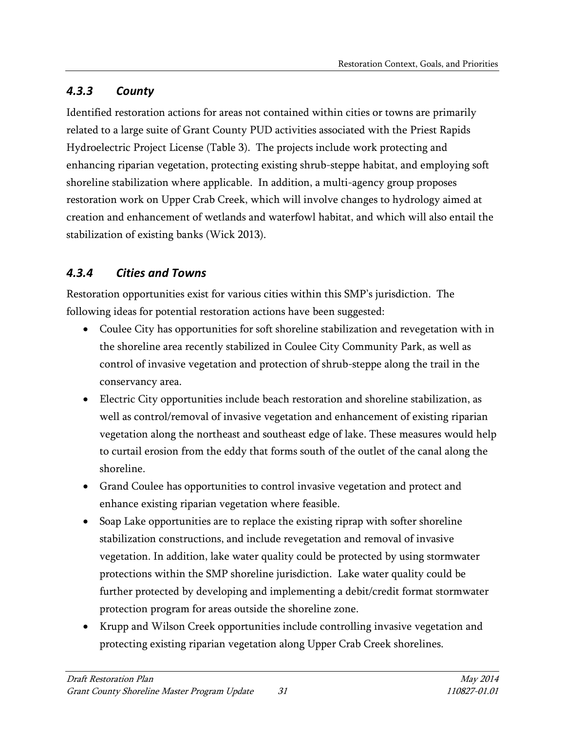### *4.3.3 County*

Identified restoration actions for areas not contained within cities or towns are primarily related to a large suite of Grant County PUD activities associated with the Priest Rapids Hydroelectric Project License (Table 3). The projects include work protecting and enhancing riparian vegetation, protecting existing shrub-steppe habitat, and employing soft shoreline stabilization where applicable. In addition, a multi-agency group proposes restoration work on Upper Crab Creek, which will involve changes to hydrology aimed at creation and enhancement of wetlands and waterfowl habitat, and which will also entail the stabilization of existing banks (Wick 2013).

### *4.3.4 Cities and Towns*

Restoration opportunities exist for various cities within this SMP's jurisdiction. The following ideas for potential restoration actions have been suggested:

- Coulee City has opportunities for soft shoreline stabilization and revegetation with in the shoreline area recently stabilized in Coulee City Community Park, as well as control of invasive vegetation and protection of shrub-steppe along the trail in the conservancy area.
- Electric City opportunities include beach restoration and shoreline stabilization, as well as control/removal of invasive vegetation and enhancement of existing riparian vegetation along the northeast and southeast edge of lake. These measures would help to curtail erosion from the eddy that forms south of the outlet of the canal along the shoreline.
- Grand Coulee has opportunities to control invasive vegetation and protect and enhance existing riparian vegetation where feasible.
- Soap Lake opportunities are to replace the existing riprap with softer shoreline stabilization constructions, and include revegetation and removal of invasive vegetation. In addition, lake water quality could be protected by using stormwater protections within the SMP shoreline jurisdiction. Lake water quality could be further protected by developing and implementing a debit/credit format stormwater protection program for areas outside the shoreline zone.
- Krupp and Wilson Creek opportunities include controlling invasive vegetation and protecting existing riparian vegetation along Upper Crab Creek shorelines.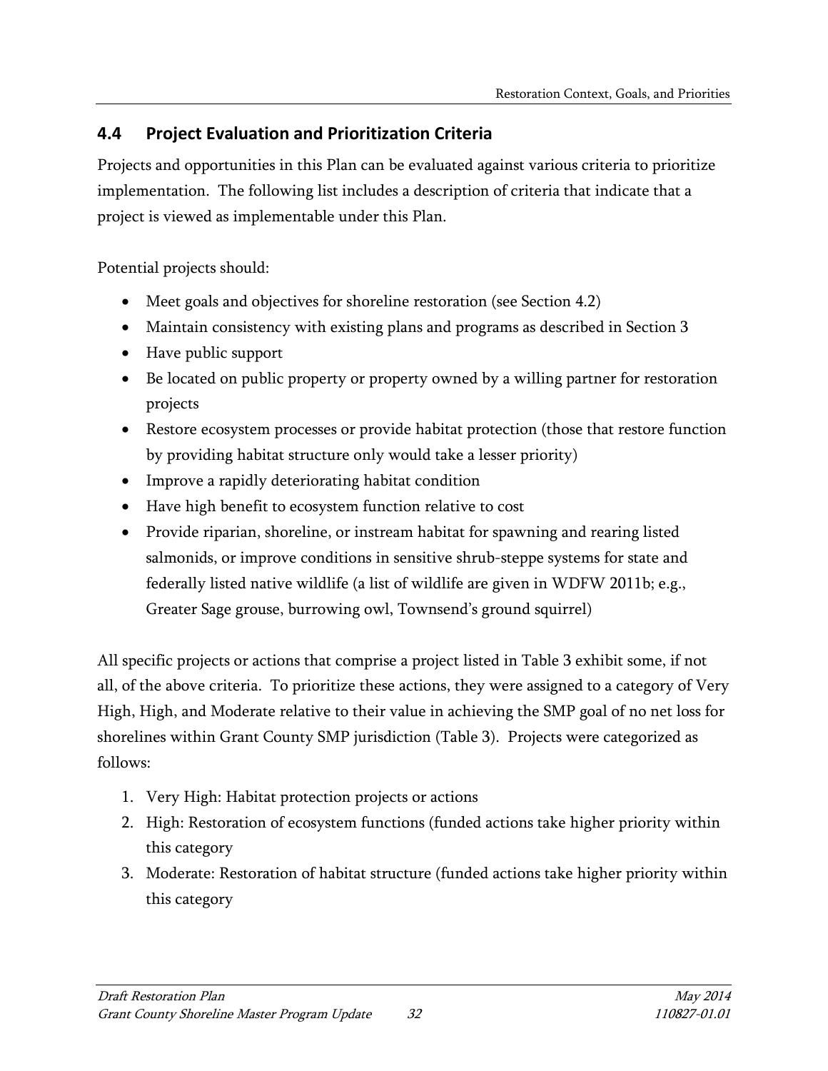## 4.4 Project Evaluation and Prioritization Criteria

Projects and opportunities in this Plan can be evaluated against various criteria to prioritize implementation. The following list includes a description of criteria that indicate that a project is viewed as implementable under this Plan.

Potential projects should:

- Meet goals and objectives for shoreline restoration (see Section 4.2)
- Maintain consistency with existing plans and programs as described in Section 3
- Have public support
- Be located on public property or property owned by a willing partner for restoration projects
- Restore ecosystem processes or provide habitat protection (those that restore function by providing habitat structure only would take a lesser priority)
- Improve a rapidly deteriorating habitat condition
- Have high benefit to ecosystem function relative to cost
- Provide riparian, shoreline, or instream habitat for spawning and rearing listed salmonids, or improve conditions in sensitive shrub-steppe systems for state and federally listed native wildlife (a list of wildlife are given in WDFW 2011b; e.g., Greater Sage grouse, burrowing owl, Townsend's ground squirrel)

All specific projects or actions that comprise a project listed in Table 3 exhibit some, if not all, of the above criteria. To prioritize these actions, they were assigned to a category of Very High, High, and Moderate relative to their value in achieving the SMP goal of no net loss for shorelines within Grant County SMP jurisdiction (Table 3). Projects were categorized as follows:

1. Very High: Habitat protection projects or actions
2. High: Restoration of ecosystem functions (funded actions take higher priority within this category
3. Moderate: Restoration of habitat structure (funded actions take higher priority within this category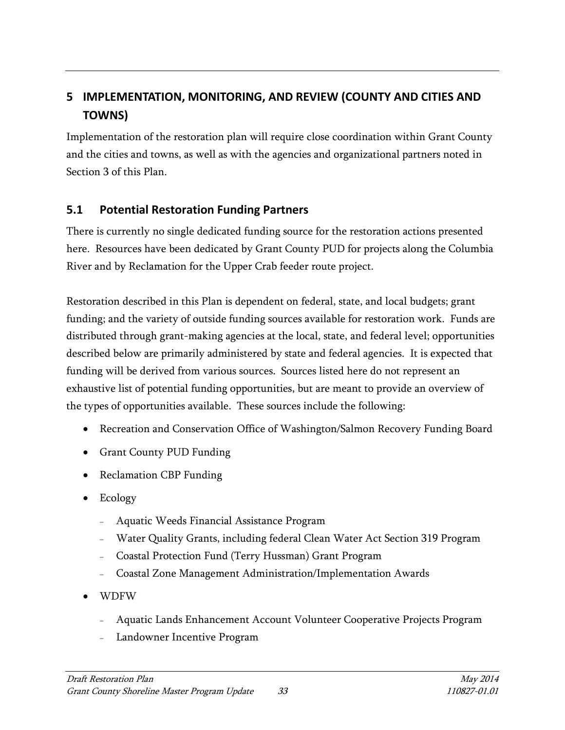# 5 IMPLEMENTATION, MONITORING, AND REVIEW (COUNTY AND CITIES AND TOWNS)

Implementation of the restoration plan will require close coordination within Grant County and the cities and towns, as well as with the agencies and organizational partners noted in Section 3 of this Plan.

## 5.1 Potential Restoration Funding Partners

There is currently no single dedicated funding source for the restoration actions presented here. Resources have been dedicated by Grant County PUD for projects along the Columbia River and by Reclamation for the Upper Crab feeder route project.

Restoration described in this Plan is dependent on federal, state, and local budgets; grant funding; and the variety of outside funding sources available for restoration work. Funds are distributed through grant-making agencies at the local, state, and federal level; opportunities described below are primarily administered by state and federal agencies. It is expected that funding will be derived from various sources. Sources listed here do not represent an exhaustive list of potential funding opportunities, but are meant to provide an overview of the types of opportunities available. These sources include the following:

- Recreation and Conservation Office of Washington/Salmon Recovery Funding Board
- Grant County PUD Funding
- Reclamation CBP Funding
- Ecology
  - Aquatic Weeds Financial Assistance Program
  - Water Quality Grants, including federal Clean Water Act Section 319 Program
  - Coastal Protection Fund (Terry Hussman) Grant Program
  - Coastal Zone Management Administration/Implementation Awards
- WDFW
  - Aquatic Lands Enhancement Account Volunteer Cooperative Projects Program
  - Landowner Incentive Program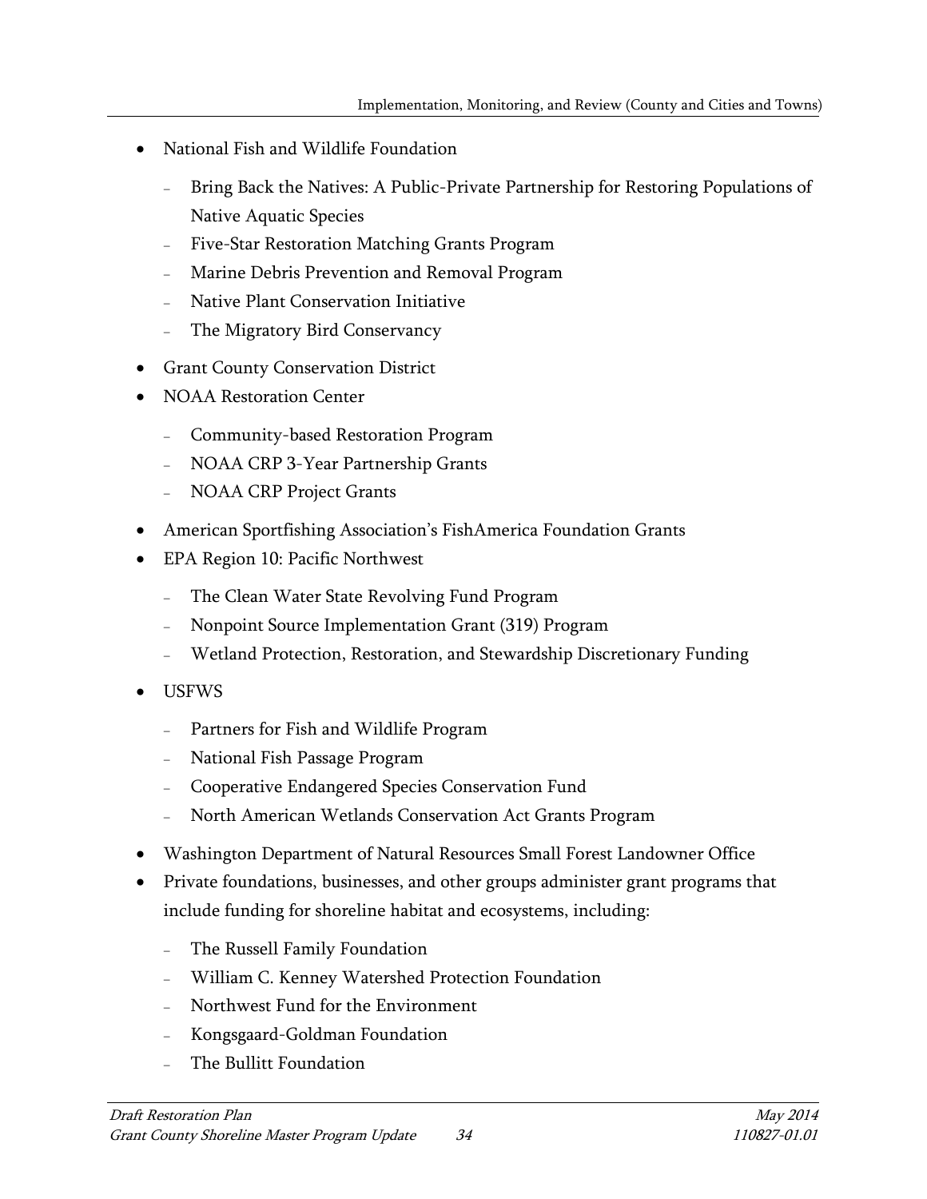- National Fish and Wildlife Foundation
  - Bring Back the Natives: A Public-Private Partnership for Restoring Populations of Native Aquatic Species
  - Five-Star Restoration Matching Grants Program
  - Marine Debris Prevention and Removal Program
  - Native Plant Conservation Initiative
  - The Migratory Bird Conservancy
- Grant County Conservation District
- NOAA Restoration Center
  - Community-based Restoration Program
  - NOAA CRP 3-Year Partnership Grants
  - NOAA CRP Project Grants
- American Sportfishing Association's FishAmerica Foundation Grants
- EPA Region 10: Pacific Northwest
  - The Clean Water State Revolving Fund Program
  - Nonpoint Source Implementation Grant (319) Program
  - Wetland Protection, Restoration, and Stewardship Discretionary Funding
- USFWS
  - Partners for Fish and Wildlife Program
  - National Fish Passage Program
  - Cooperative Endangered Species Conservation Fund
  - North American Wetlands Conservation Act Grants Program
- Washington Department of Natural Resources Small Forest Landowner Office
- Private foundations, businesses, and other groups administer grant programs that include funding for shoreline habitat and ecosystems, including:
  - The Russell Family Foundation
  - William C. Kenney Watershed Protection Foundation
  - Northwest Fund for the Environment
  - Kongsgaard-Goldman Foundation
  - The Bullitt Foundation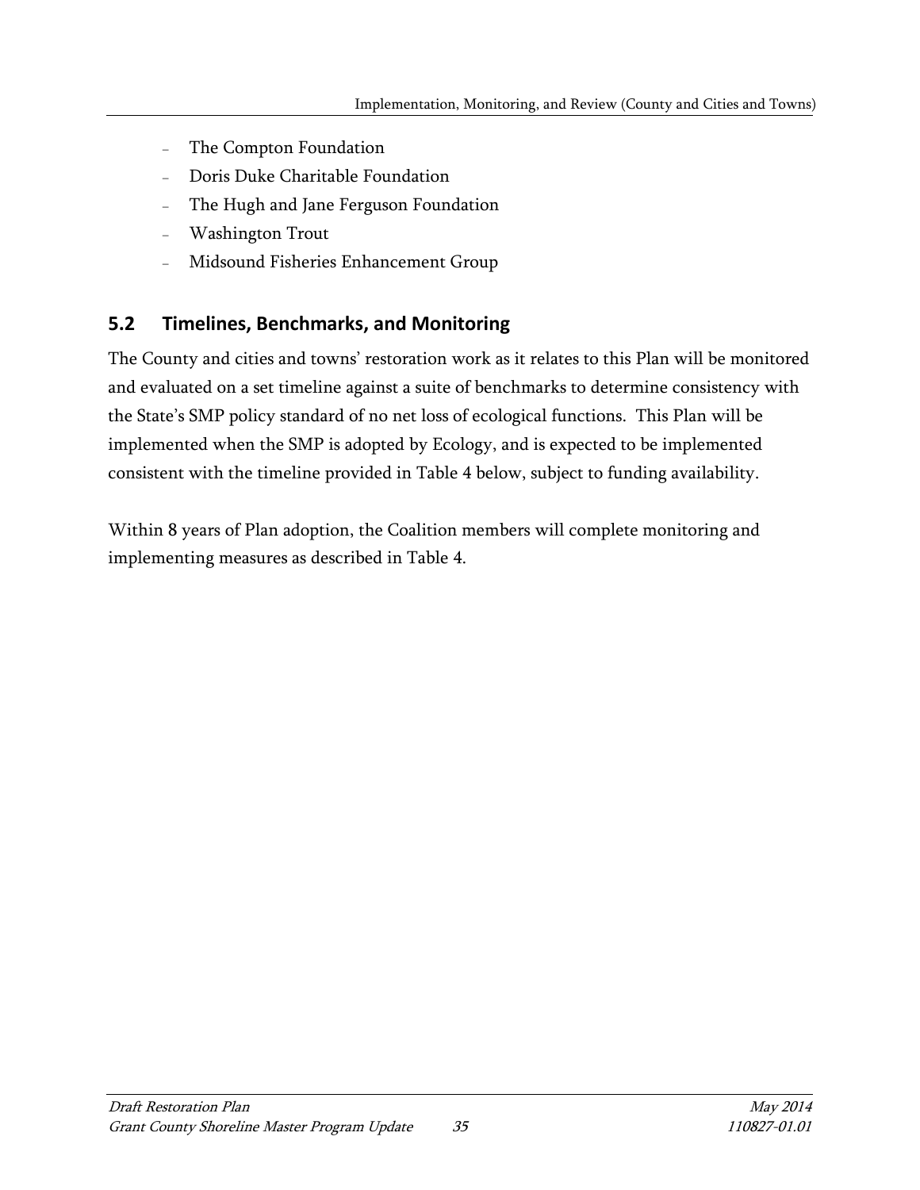- The Compton Foundation
- Doris Duke Charitable Foundation
- The Hugh and Jane Ferguson Foundation
- Washington Trout
- Midsound Fisheries Enhancement Group

## 5.2 Timelines, Benchmarks, and Monitoring

The County and cities and towns' restoration work as it relates to this Plan will be monitored and evaluated on a set timeline against a suite of benchmarks to determine consistency with the State's SMP policy standard of no net loss of ecological functions. This Plan will be implemented when the SMP is adopted by Ecology, and is expected to be implemented consistent with the timeline provided in Table 4 below, subject to funding availability.

Within 8 years of Plan adoption, the Coalition members will complete monitoring and implementing measures as described in Table 4.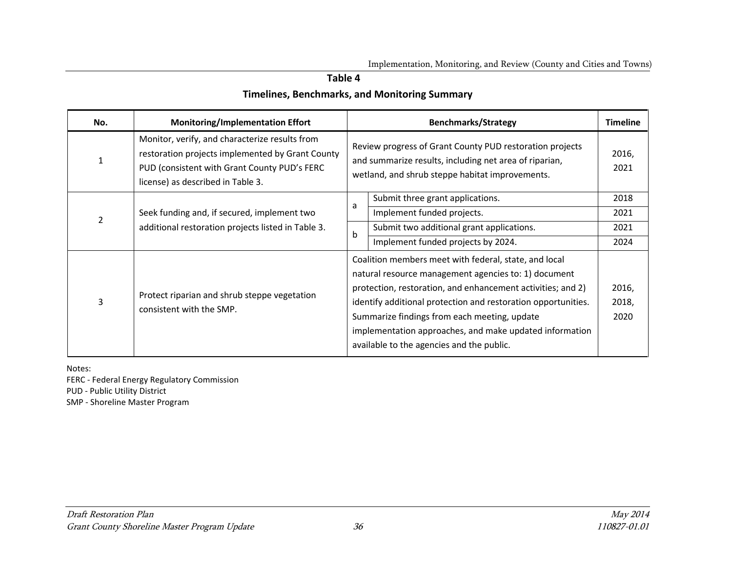**Table 4**

**Timelines, Benchmarks, and Monitoring Summary**

| No. | Monitoring/Implementation Effort | Benchmarks/Strategy | | Timeline |
|---|---|---|---|---|
| 1 | Monitor, verify, and characterize results from restoration projects implemented by Grant County PUD (consistent with Grant County PUD's FERC license) as described in Table 3. | Review progress of Grant County PUD restoration projects and summarize results, including net area of riparian, wetland, and shrub steppe habitat improvements. | | 2016, 2021 |
| 2 | Seek funding and, if secured, implement two additional restoration projects listed in Table 3. | a | Submit three grant applications. | 2018 |
| | | | Implement funded projects. | 2021 |
| | | b | Submit two additional grant applications. | 2021 |
| | | | Implement funded projects by 2024. | 2024 |
| 3 | Protect riparian and shrub steppe vegetation consistent with the SMP. | Coalition members meet with federal, state, and local natural resource management agencies to: 1) document protection, restoration, and enhancement activities; and 2) identify additional protection and restoration opportunities. Summarize findings from each meeting, update implementation approaches, and make updated information available to the agencies and the public. | | 2016, 2018, 2020 |

Notes:
FERC - Federal Energy Regulatory Commission
PUD - Public Utility District
SMP - Shoreline Master Program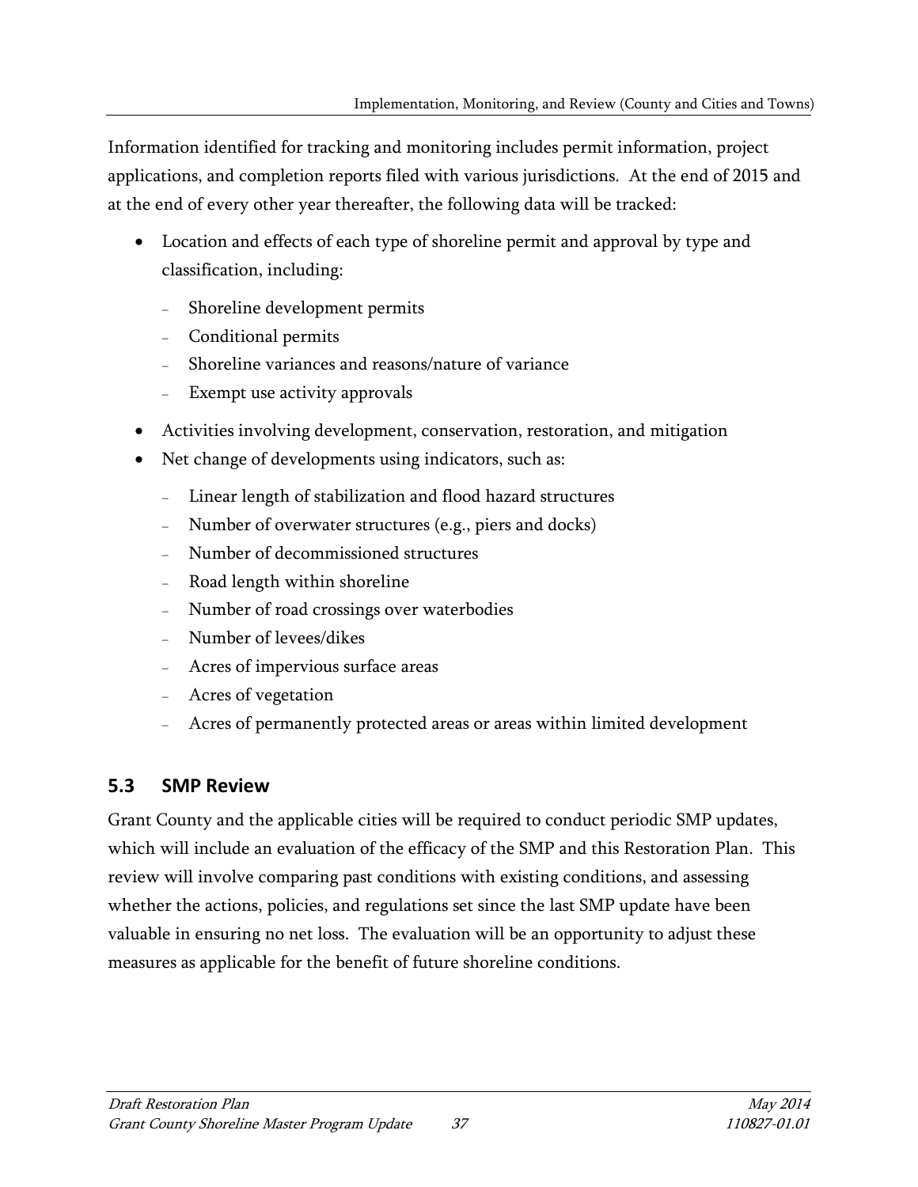Information identified for tracking and monitoring includes permit information, project applications, and completion reports filed with various jurisdictions. At the end of 2015 and at the end of every other year thereafter, the following data will be tracked:

- Location and effects of each type of shoreline permit and approval by type and classification, including:
  - Shoreline development permits
  - Conditional permits
  - Shoreline variances and reasons/nature of variance
  - Exempt use activity approvals
- Activities involving development, conservation, restoration, and mitigation
- Net change of developments using indicators, such as:
  - Linear length of stabilization and flood hazard structures
  - Number of overwater structures (e.g., piers and docks)
  - Number of decommissioned structures
  - Road length within shoreline
  - Number of road crossings over waterbodies
  - Number of levees/dikes
  - Acres of impervious surface areas
  - Acres of vegetation
  - Acres of permanently protected areas or areas within limited development

## 5.3 SMP Review

Grant County and the applicable cities will be required to conduct periodic SMP updates, which will include an evaluation of the efficacy of the SMP and this Restoration Plan. This review will involve comparing past conditions with existing conditions, and assessing whether the actions, policies, and regulations set since the last SMP update have been valuable in ensuring no net loss. The evaluation will be an opportunity to adjust these measures as applicable for the benefit of future shoreline conditions.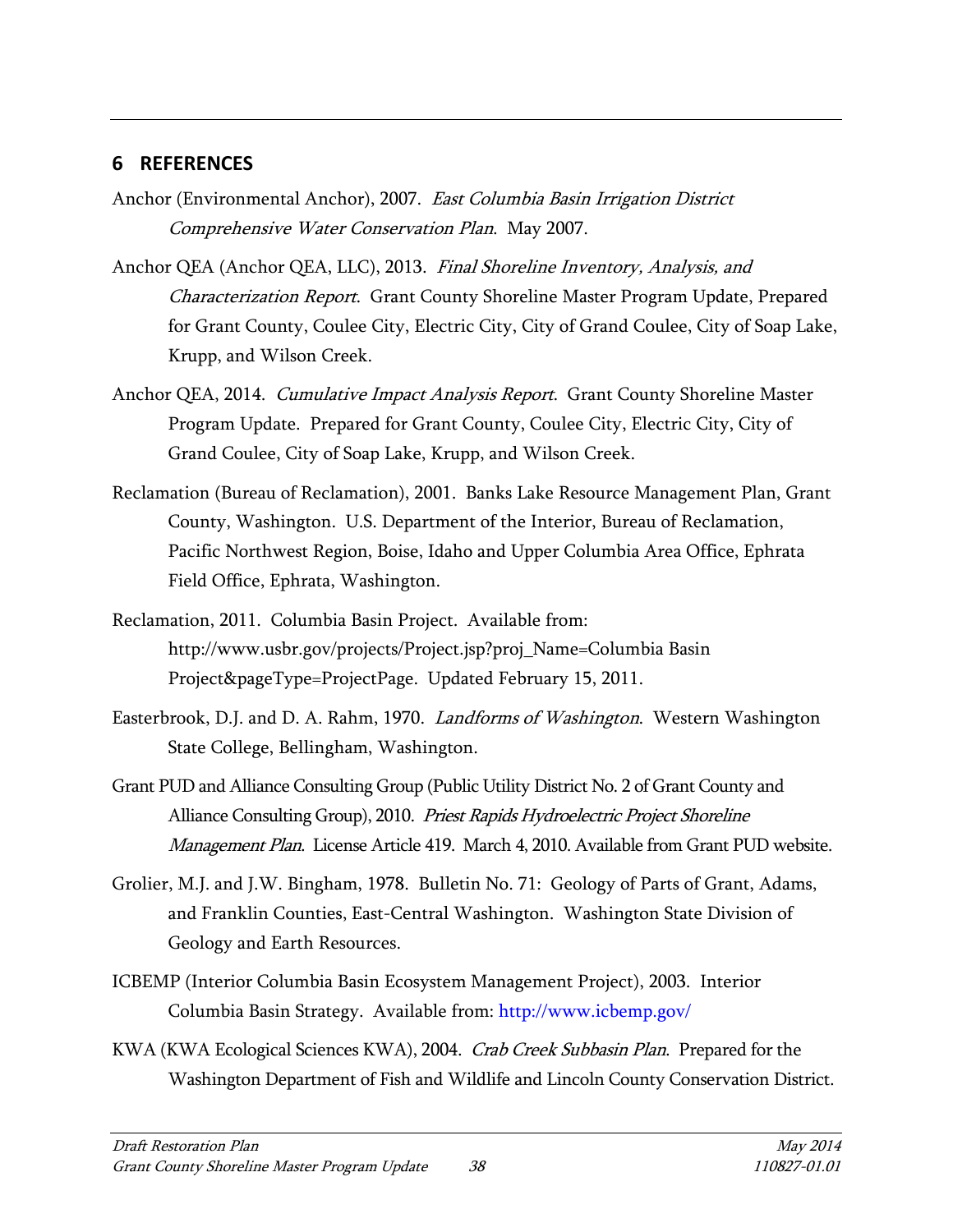## 6 REFERENCES

Anchor (Environmental Anchor), 2007. *East Columbia Basin Irrigation District Comprehensive Water Conservation Plan*. May 2007.

Anchor QEA (Anchor QEA, LLC), 2013. *Final Shoreline Inventory, Analysis, and Characterization Report*. Grant County Shoreline Master Program Update, Prepared for Grant County, Coulee City, Electric City, City of Grand Coulee, City of Soap Lake, Krupp, and Wilson Creek.

Anchor QEA, 2014. *Cumulative Impact Analysis Report*. Grant County Shoreline Master Program Update. Prepared for Grant County, Coulee City, Electric City, City of Grand Coulee, City of Soap Lake, Krupp, and Wilson Creek.

Reclamation (Bureau of Reclamation), 2001. Banks Lake Resource Management Plan, Grant County, Washington. U.S. Department of the Interior, Bureau of Reclamation, Pacific Northwest Region, Boise, Idaho and Upper Columbia Area Office, Ephrata Field Office, Ephrata, Washington.

Reclamation, 2011. Columbia Basin Project. Available from: http://www.usbr.gov/projects/Project.jsp?proj_Name=Columbia Basin Project&pageType=ProjectPage. Updated February 15, 2011.

Easterbrook, D.J. and D. A. Rahm, 1970. *Landforms of Washington*. Western Washington State College, Bellingham, Washington.

Grant PUD and Alliance Consulting Group (Public Utility District No. 2 of Grant County and Alliance Consulting Group), 2010. *Priest Rapids Hydroelectric Project Shoreline Management Plan*. License Article 419. March 4, 2010. Available from Grant PUD website.

Grolier, M.J. and J.W. Bingham, 1978. Bulletin No. 71: Geology of Parts of Grant, Adams, and Franklin Counties, East-Central Washington. Washington State Division of Geology and Earth Resources.

ICBEMP (Interior Columbia Basin Ecosystem Management Project), 2003. Interior Columbia Basin Strategy. Available from: http://www.icbemp.gov/

KWA (KWA Ecological Sciences KWA), 2004. *Crab Creek Subbasin Plan*. Prepared for the Washington Department of Fish and Wildlife and Lincoln County Conservation District.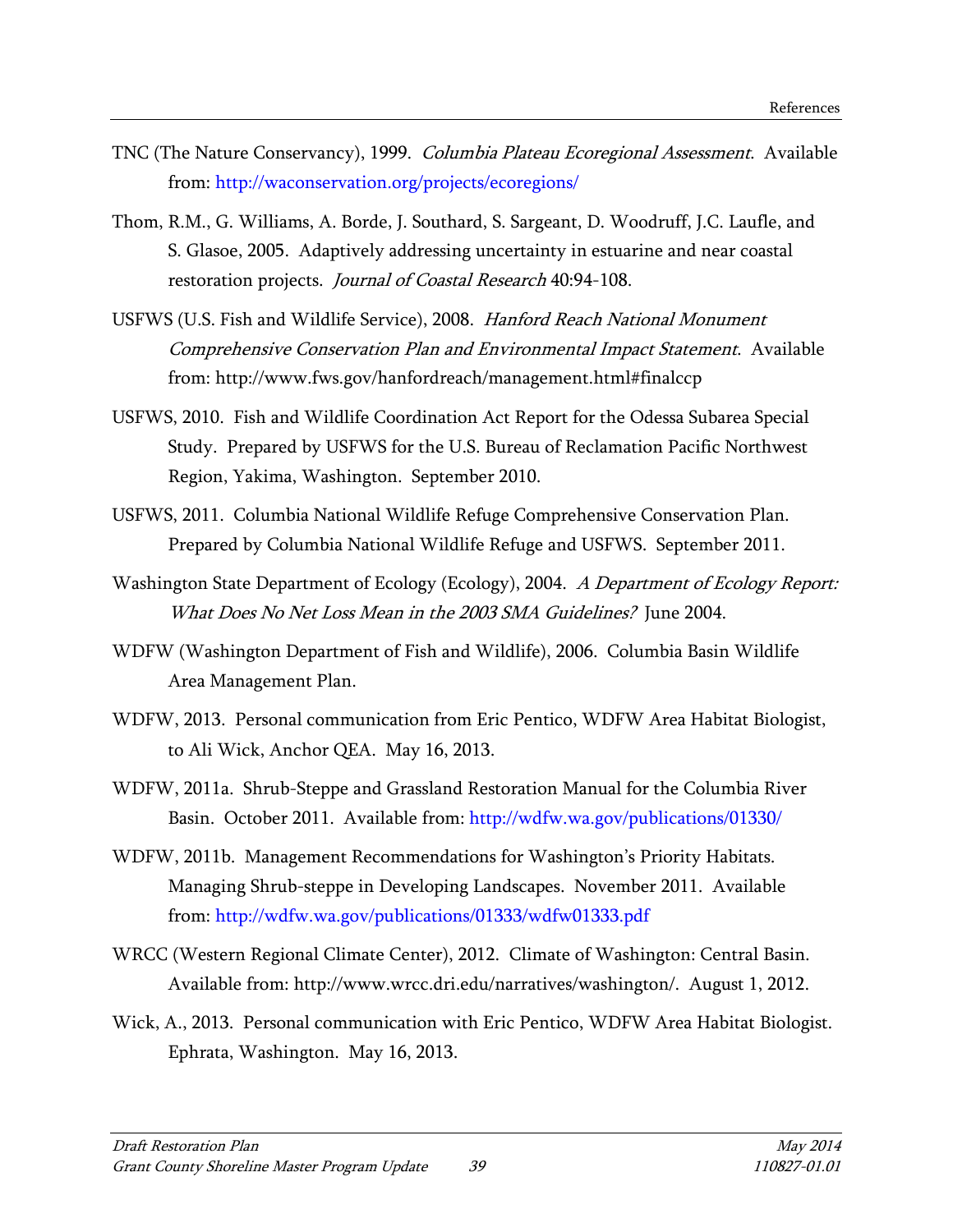TNC (The Nature Conservancy), 1999. *Columbia Plateau Ecoregional Assessment*. Available from: http://waconservation.org/projects/ecoregions/

Thom, R.M., G. Williams, A. Borde, J. Southard, S. Sargeant, D. Woodruff, J.C. Laufle, and S. Glasoe, 2005. Adaptively addressing uncertainty in estuarine and near coastal restoration projects. *Journal of Coastal Research* 40:94-108.

USFWS (U.S. Fish and Wildlife Service), 2008. *Hanford Reach National Monument Comprehensive Conservation Plan and Environmental Impact Statement*. Available from: http://www.fws.gov/hanfordreach/management.html#finalccp

USFWS, 2010. Fish and Wildlife Coordination Act Report for the Odessa Subarea Special Study. Prepared by USFWS for the U.S. Bureau of Reclamation Pacific Northwest Region, Yakima, Washington. September 2010.

USFWS, 2011. Columbia National Wildlife Refuge Comprehensive Conservation Plan. Prepared by Columbia National Wildlife Refuge and USFWS. September 2011.

Washington State Department of Ecology (Ecology), 2004. *A Department of Ecology Report: What Does No Net Loss Mean in the 2003 SMA Guidelines?* June 2004.

WDFW (Washington Department of Fish and Wildlife), 2006. Columbia Basin Wildlife Area Management Plan.

WDFW, 2013. Personal communication from Eric Pentico, WDFW Area Habitat Biologist, to Ali Wick, Anchor QEA. May 16, 2013.

WDFW, 2011a. Shrub-Steppe and Grassland Restoration Manual for the Columbia River Basin. October 2011. Available from: http://wdfw.wa.gov/publications/01330/

WDFW, 2011b. Management Recommendations for Washington's Priority Habitats. Managing Shrub-steppe in Developing Landscapes. November 2011. Available from: http://wdfw.wa.gov/publications/01333/wdfw01333.pdf

WRCC (Western Regional Climate Center), 2012. Climate of Washington: Central Basin. Available from: http://www.wrcc.dri.edu/narratives/washington/. August 1, 2012.

Wick, A., 2013. Personal communication with Eric Pentico, WDFW Area Habitat Biologist. Ephrata, Washington. May 16, 2013.